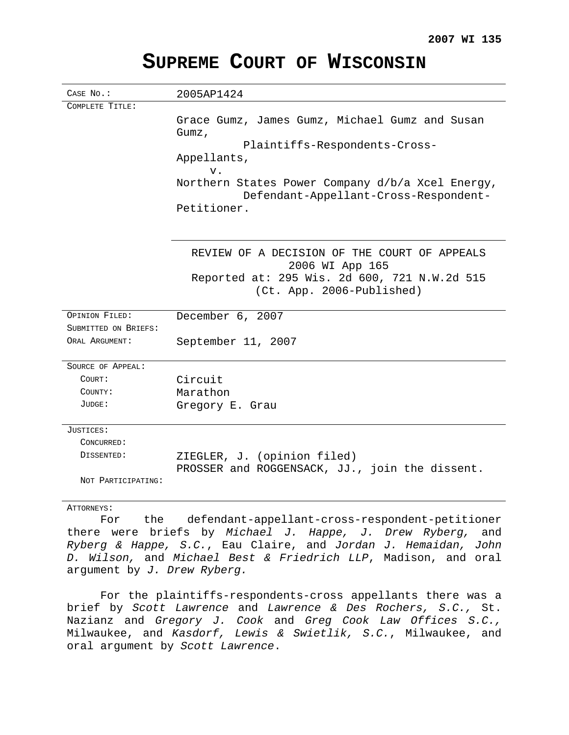**2007 WI 135**

# Supreme Court of Wisconsin

| | |
|---|---|
| Case No.: | 2005AP1424 |
| Complete Title: | Grace Gumz, James Gumz, Michael Gumz and Susan Gumz,<br>Plaintiffs-Respondents-Cross-Appellants,<br>v.<br>Northern States Power Company d/b/a Xcel Energy,<br>Defendant-Appellant-Cross-Respondent-Petitioner. |
| | REVIEW OF A DECISION OF THE COURT OF APPEALS<br>2006 WI App 165<br>Reported at: 295 Wis. 2d 600, 721 N.W.2d 515<br>(Ct. App. 2006-Published) |
| Opinion Filed: | December 6, 2007 |
| Submitted on Briefs: | |
| Oral Argument: | September 11, 2007 |
| Source of Appeal: | |
| Court: | Circuit |
| County: | Marathon |
| Judge: | Gregory E. Grau |
| Justices: | |
| Concurred: | |
| Dissented: | ZIEGLER, J. (opinion filed)<br>PROSSER and ROGGENSACK, JJ., join the dissent. |
| Not Participating: | |

Attorneys:

For the defendant-appellant-cross-respondent-petitioner there were briefs by *Michael J. Happe, J. Drew Ryberg,* and *Ryberg & Happe, S.C.*, Eau Claire, and *Jordan J. Hemaidan, John D. Wilson,* and *Michael Best & Friedrich LLP*, Madison, and oral argument by *J. Drew Ryberg.*

For the plaintiffs-respondents-cross appellants there was a brief by *Scott Lawrence* and *Lawrence & Des Rochers, S.C.,* St. Nazianz and *Gregory J. Cook* and *Greg Cook Law Offices S.C.,* Milwaukee, and *Kasdorf, Lewis & Swietlik, S.C.*, Milwaukee, and oral argument by *Scott Lawrence*.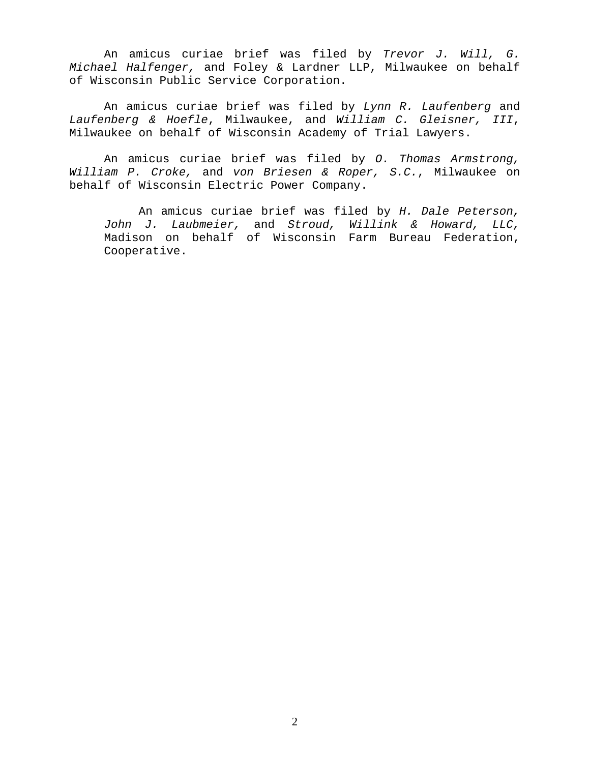An amicus curiae brief was filed by *Trevor J. Will, G. Michael Halfenger,* and Foley & Lardner LLP, Milwaukee on behalf of Wisconsin Public Service Corporation.

An amicus curiae brief was filed by *Lynn R. Laufenberg* and *Laufenberg & Hoefle*, Milwaukee, and *William C. Gleisner, III*, Milwaukee on behalf of Wisconsin Academy of Trial Lawyers.

An amicus curiae brief was filed by *O. Thomas Armstrong, William P. Croke,* and *von Briesen & Roper, S.C.*, Milwaukee on behalf of Wisconsin Electric Power Company.

An amicus curiae brief was filed by *H. Dale Peterson, John J. Laubmeier,* and *Stroud, Willink & Howard, LLC,* Madison on behalf of Wisconsin Farm Bureau Federation, Cooperative.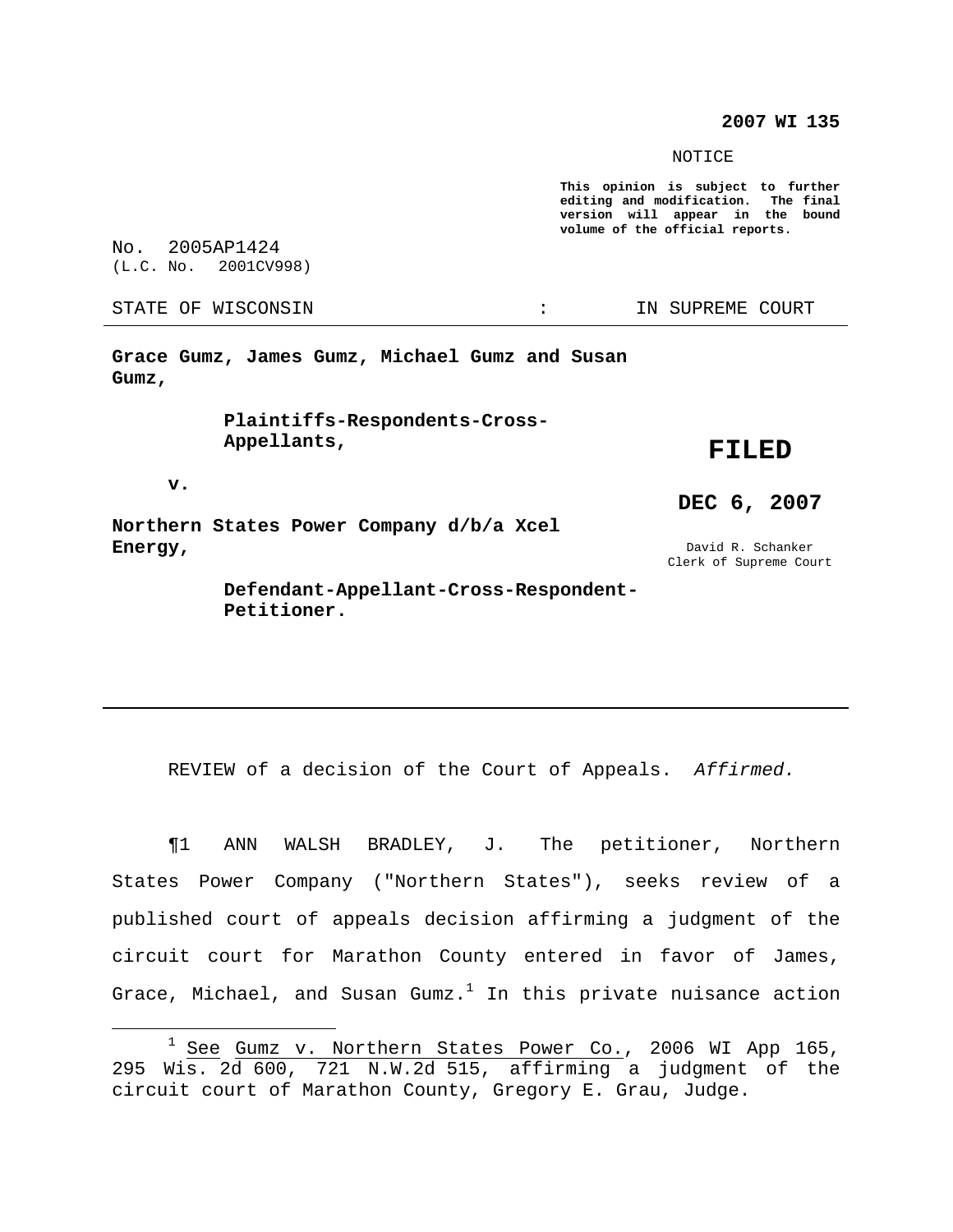**2007 WI 135**

NOTICE

**This opinion is subject to further editing and modification. The final version will appear in the bound volume of the official reports.**

No. 2005AP1424
(L.C. No. 2001CV998)

STATE OF WISCONSIN : IN SUPREME COURT

**Grace Gumz, James Gumz, Michael Gumz and Susan Gumz,**

**Plaintiffs-Respondents-Cross-Appellants,**

**v.**

**Northern States Power Company d/b/a Xcel Energy,**

**Defendant-Appellant-Cross-Respondent-Petitioner.**

**FILED**

**DEC 6, 2007**

David R. Schanker
Clerk of Supreme Court

REVIEW of a decision of the Court of Appeals. *Affirmed.*

¶1 ANN WALSH BRADLEY, J. The petitioner, Northern States Power Company ("Northern States"), seeks review of a published court of appeals decision affirming a judgment of the circuit court for Marathon County entered in favor of James, Grace, Michael, and Susan Gumz.[1] In this private nuisance action

---

[1] See Gumz v. Northern States Power Co., 2006 WI App 165, 295 Wis. 2d 600, 721 N.W.2d 515, affirming a judgment of the circuit court of Marathon County, Gregory E. Grau, Judge.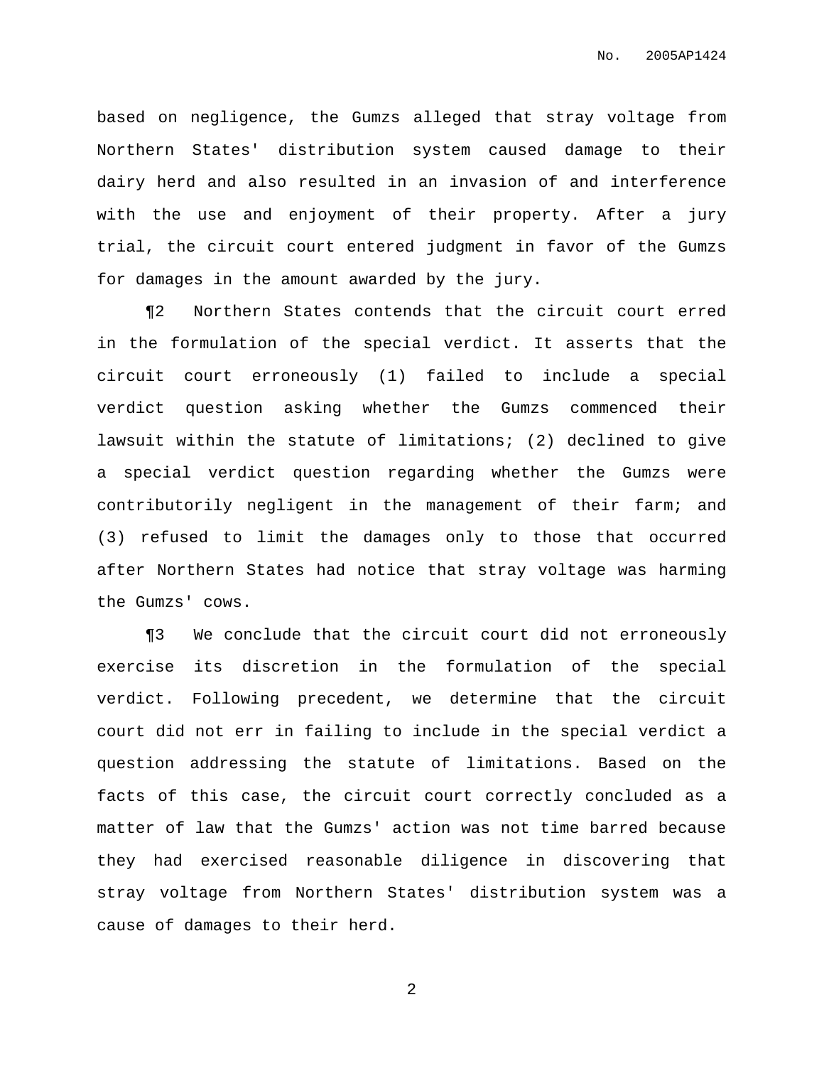based on negligence, the Gumzs alleged that stray voltage from Northern States' distribution system caused damage to their dairy herd and also resulted in an invasion of and interference with the use and enjoyment of their property. After a jury trial, the circuit court entered judgment in favor of the Gumzs for damages in the amount awarded by the jury.

¶2 Northern States contends that the circuit court erred in the formulation of the special verdict. It asserts that the circuit court erroneously (1) failed to include a special verdict question asking whether the Gumzs commenced their lawsuit within the statute of limitations; (2) declined to give a special verdict question regarding whether the Gumzs were contributorily negligent in the management of their farm; and (3) refused to limit the damages only to those that occurred after Northern States had notice that stray voltage was harming the Gumzs' cows.

¶3 We conclude that the circuit court did not erroneously exercise its discretion in the formulation of the special verdict. Following precedent, we determine that the circuit court did not err in failing to include in the special verdict a question addressing the statute of limitations. Based on the facts of this case, the circuit court correctly concluded as a matter of law that the Gumzs' action was not time barred because they had exercised reasonable diligence in discovering that stray voltage from Northern States' distribution system was a cause of damages to their herd.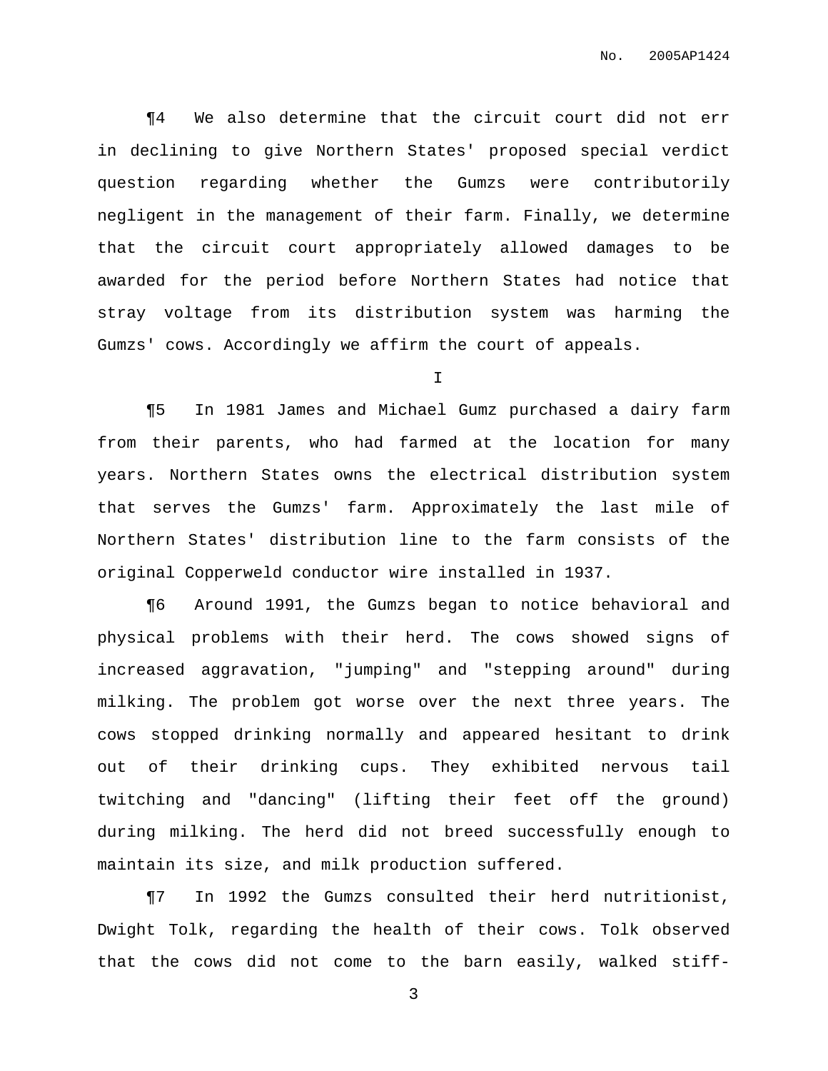¶4 We also determine that the circuit court did not err in declining to give Northern States' proposed special verdict question regarding whether the Gumzs were contributorily negligent in the management of their farm. Finally, we determine that the circuit court appropriately allowed damages to be awarded for the period before Northern States had notice that stray voltage from its distribution system was harming the Gumzs' cows. Accordingly we affirm the court of appeals.

I

¶5 In 1981 James and Michael Gumz purchased a dairy farm from their parents, who had farmed at the location for many years. Northern States owns the electrical distribution system that serves the Gumzs' farm. Approximately the last mile of Northern States' distribution line to the farm consists of the original Copperweld conductor wire installed in 1937.

¶6 Around 1991, the Gumzs began to notice behavioral and physical problems with their herd. The cows showed signs of increased aggravation, "jumping" and "stepping around" during milking. The problem got worse over the next three years. The cows stopped drinking normally and appeared hesitant to drink out of their drinking cups. They exhibited nervous tail twitching and "dancing" (lifting their feet off the ground) during milking. The herd did not breed successfully enough to maintain its size, and milk production suffered.

¶7 In 1992 the Gumzs consulted their herd nutritionist, Dwight Tolk, regarding the health of their cows. Tolk observed that the cows did not come to the barn easily, walked stiff-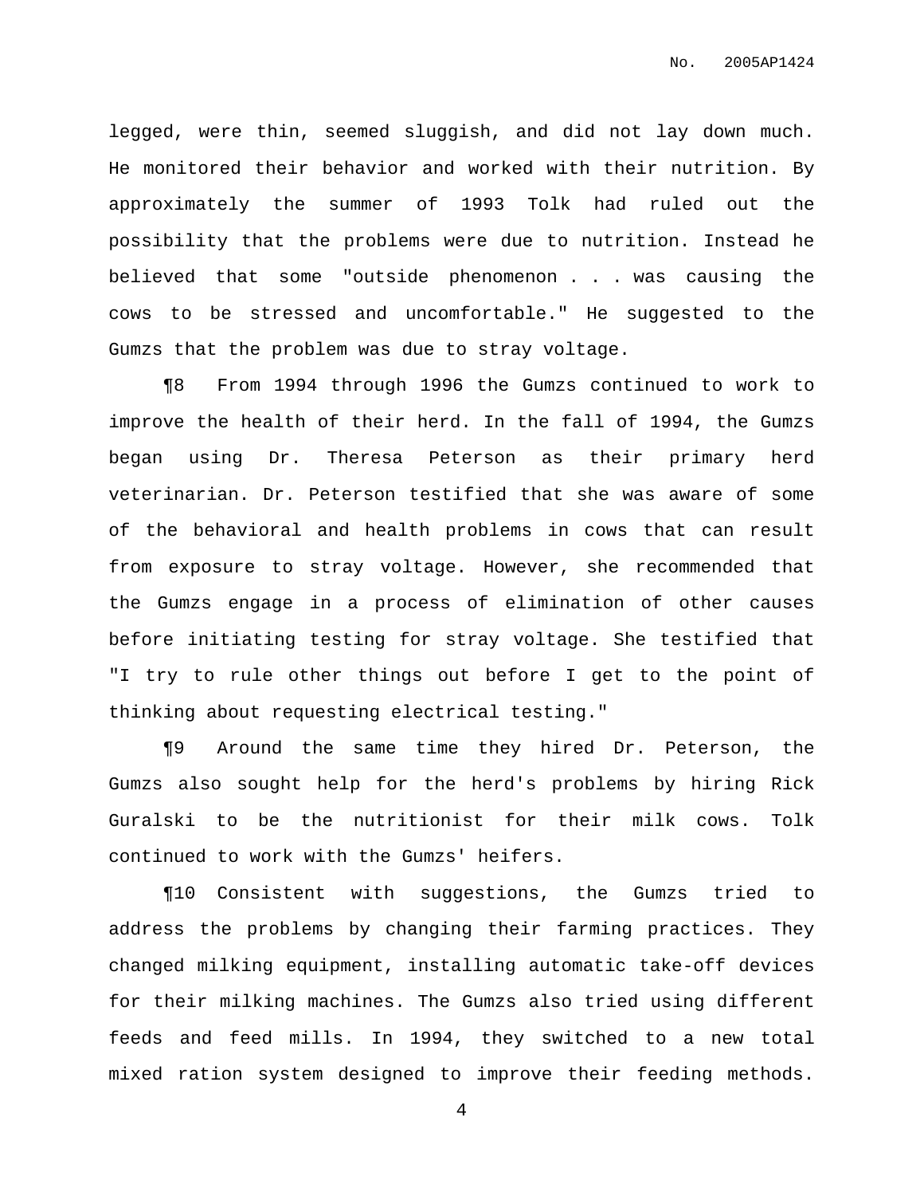legged, were thin, seemed sluggish, and did not lay down much. He monitored their behavior and worked with their nutrition. By approximately the summer of 1993 Tolk had ruled out the possibility that the problems were due to nutrition. Instead he believed that some "outside phenomenon . . . was causing the cows to be stressed and uncomfortable." He suggested to the Gumzs that the problem was due to stray voltage.

¶8 From 1994 through 1996 the Gumzs continued to work to improve the health of their herd. In the fall of 1994, the Gumzs began using Dr. Theresa Peterson as their primary herd veterinarian. Dr. Peterson testified that she was aware of some of the behavioral and health problems in cows that can result from exposure to stray voltage. However, she recommended that the Gumzs engage in a process of elimination of other causes before initiating testing for stray voltage. She testified that "I try to rule other things out before I get to the point of thinking about requesting electrical testing."

¶9 Around the same time they hired Dr. Peterson, the Gumzs also sought help for the herd's problems by hiring Rick Guralski to be the nutritionist for their milk cows. Tolk continued to work with the Gumzs' heifers.

¶10 Consistent with suggestions, the Gumzs tried to address the problems by changing their farming practices. They changed milking equipment, installing automatic take-off devices for their milking machines. The Gumzs also tried using different feeds and feed mills. In 1994, they switched to a new total mixed ration system designed to improve their feeding methods.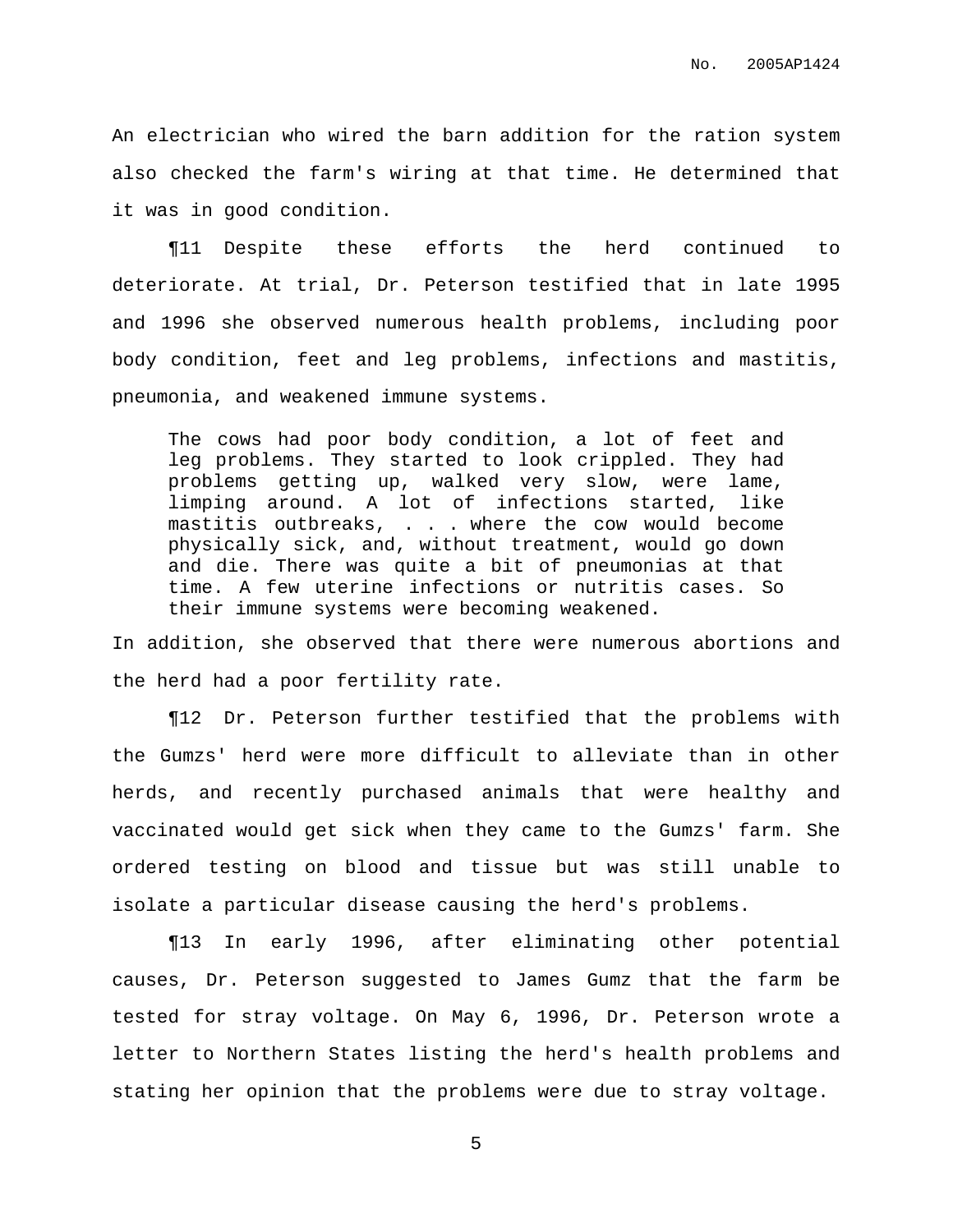An electrician who wired the barn addition for the ration system also checked the farm's wiring at that time. He determined that it was in good condition.

¶11 Despite these efforts the herd continued to deteriorate. At trial, Dr. Peterson testified that in late 1995 and 1996 she observed numerous health problems, including poor body condition, feet and leg problems, infections and mastitis, pneumonia, and weakened immune systems.

> The cows had poor body condition, a lot of feet and leg problems. They started to look crippled. They had problems getting up, walked very slow, were lame, limping around. A lot of infections started, like mastitis outbreaks, . . . where the cow would become physically sick, and, without treatment, would go down and die. There was quite a bit of pneumonias at that time. A few uterine infections or nutritis cases. So their immune systems were becoming weakened.

In addition, she observed that there were numerous abortions and the herd had a poor fertility rate.

¶12 Dr. Peterson further testified that the problems with the Gumzs' herd were more difficult to alleviate than in other herds, and recently purchased animals that were healthy and vaccinated would get sick when they came to the Gumzs' farm. She ordered testing on blood and tissue but was still unable to isolate a particular disease causing the herd's problems.

¶13 In early 1996, after eliminating other potential causes, Dr. Peterson suggested to James Gumz that the farm be tested for stray voltage. On May 6, 1996, Dr. Peterson wrote a letter to Northern States listing the herd's health problems and stating her opinion that the problems were due to stray voltage.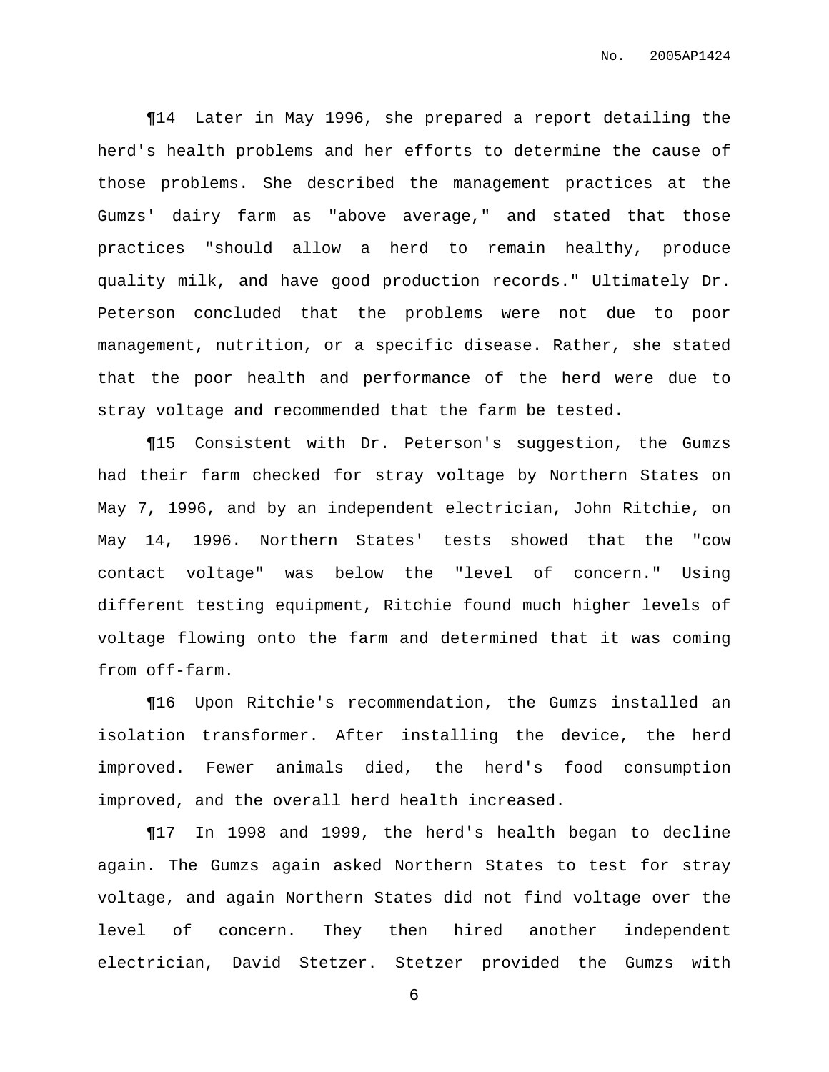¶14 Later in May 1996, she prepared a report detailing the herd's health problems and her efforts to determine the cause of those problems. She described the management practices at the Gumzs' dairy farm as "above average," and stated that those practices "should allow a herd to remain healthy, produce quality milk, and have good production records." Ultimately Dr. Peterson concluded that the problems were not due to poor management, nutrition, or a specific disease. Rather, she stated that the poor health and performance of the herd were due to stray voltage and recommended that the farm be tested.

¶15 Consistent with Dr. Peterson's suggestion, the Gumzs had their farm checked for stray voltage by Northern States on May 7, 1996, and by an independent electrician, John Ritchie, on May 14, 1996. Northern States' tests showed that the "cow contact voltage" was below the "level of concern." Using different testing equipment, Ritchie found much higher levels of voltage flowing onto the farm and determined that it was coming from off-farm.

¶16 Upon Ritchie's recommendation, the Gumzs installed an isolation transformer. After installing the device, the herd improved. Fewer animals died, the herd's food consumption improved, and the overall herd health increased.

¶17 In 1998 and 1999, the herd's health began to decline again. The Gumzs again asked Northern States to test for stray voltage, and again Northern States did not find voltage over the level of concern. They then hired another independent electrician, David Stetzer. Stetzer provided the Gumzs with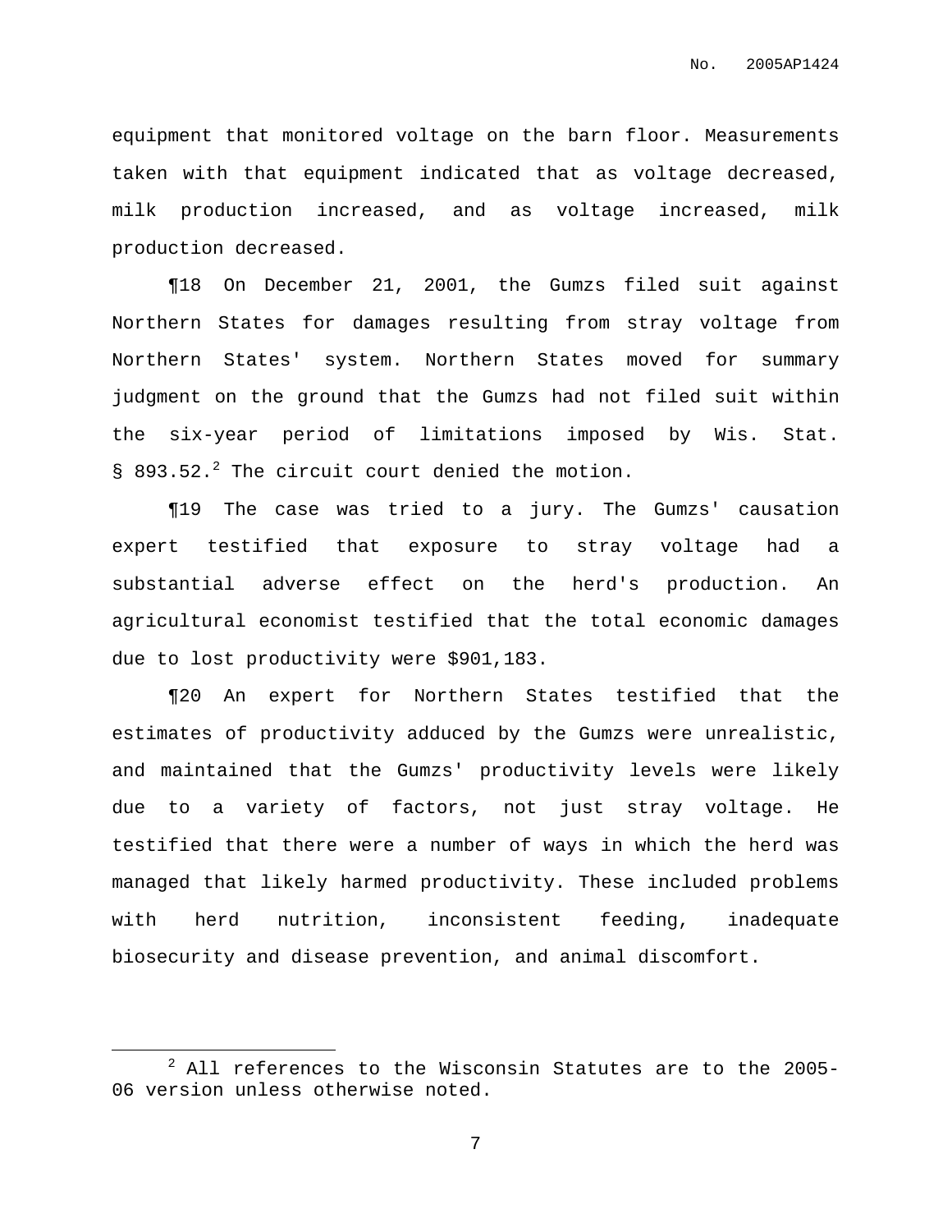equipment that monitored voltage on the barn floor. Measurements taken with that equipment indicated that as voltage decreased, milk production increased, and as voltage increased, milk production decreased.

¶18 On December 21, 2001, the Gumzs filed suit against Northern States for damages resulting from stray voltage from Northern States' system. Northern States moved for summary judgment on the ground that the Gumzs had not filed suit within the six-year period of limitations imposed by Wis. Stat. § 893.52.[2] The circuit court denied the motion.

¶19 The case was tried to a jury. The Gumzs' causation expert testified that exposure to stray voltage had a substantial adverse effect on the herd's production. An agricultural economist testified that the total economic damages due to lost productivity were $901,183.

¶20 An expert for Northern States testified that the estimates of productivity adduced by the Gumzs were unrealistic, and maintained that the Gumzs' productivity levels were likely due to a variety of factors, not just stray voltage. He testified that there were a number of ways in which the herd was managed that likely harmed productivity. These included problems with herd nutrition, inconsistent feeding, inadequate biosecurity and disease prevention, and animal discomfort.

[2] All references to the Wisconsin Statutes are to the 2005-06 version unless otherwise noted.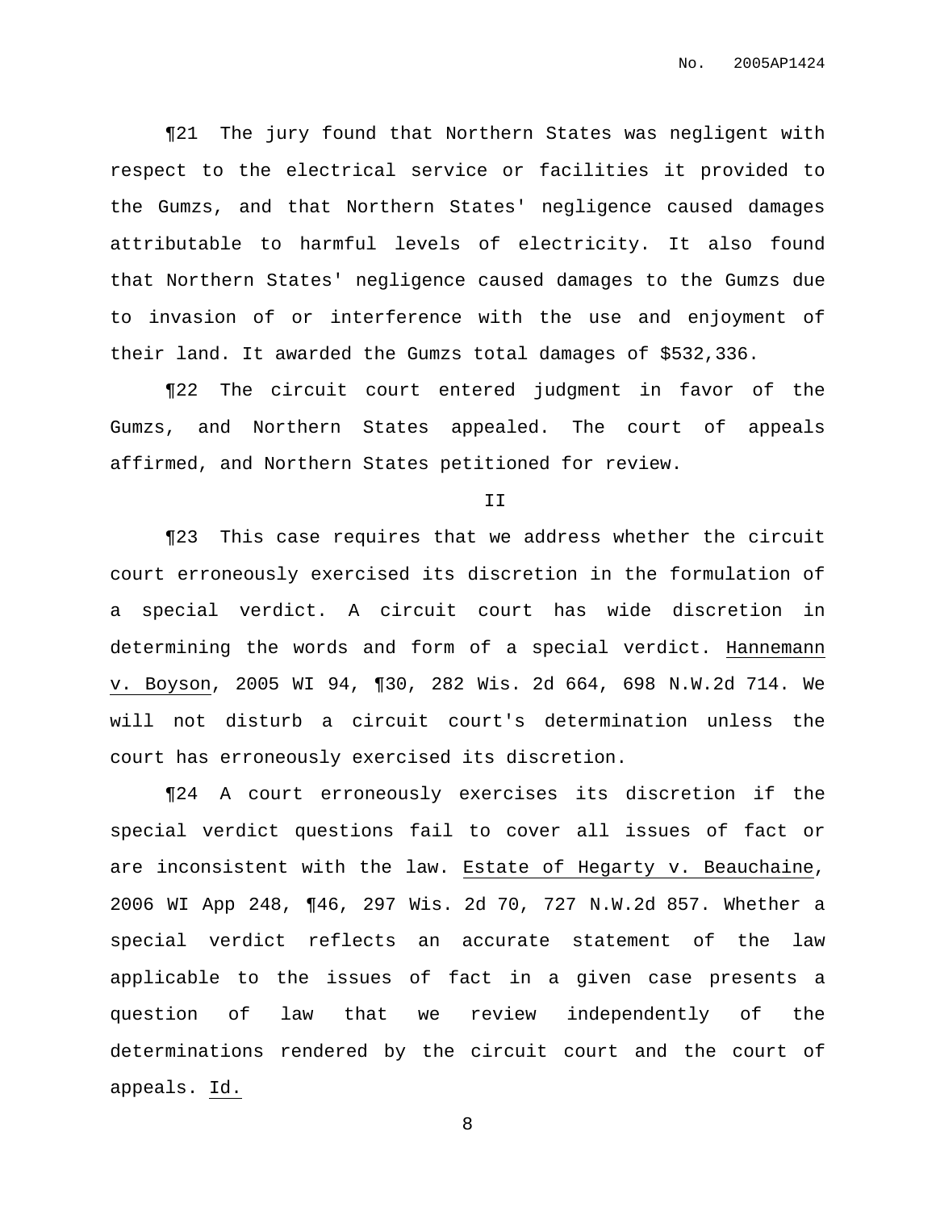¶21 The jury found that Northern States was negligent with respect to the electrical service or facilities it provided to the Gumzs, and that Northern States' negligence caused damages attributable to harmful levels of electricity. It also found that Northern States' negligence caused damages to the Gumzs due to invasion of or interference with the use and enjoyment of their land. It awarded the Gumzs total damages of $532,336.

¶22 The circuit court entered judgment in favor of the Gumzs, and Northern States appealed. The court of appeals affirmed, and Northern States petitioned for review.

II

¶23 This case requires that we address whether the circuit court erroneously exercised its discretion in the formulation of a special verdict. A circuit court has wide discretion in determining the words and form of a special verdict. Hannemann v. Boyson, 2005 WI 94, ¶30, 282 Wis. 2d 664, 698 N.W.2d 714. We will not disturb a circuit court's determination unless the court has erroneously exercised its discretion.

¶24 A court erroneously exercises its discretion if the special verdict questions fail to cover all issues of fact or are inconsistent with the law. Estate of Hegarty v. Beauchaine, 2006 WI App 248, ¶46, 297 Wis. 2d 70, 727 N.W.2d 857. Whether a special verdict reflects an accurate statement of the law applicable to the issues of fact in a given case presents a question of law that we review independently of the determinations rendered by the circuit court and the court of appeals. Id.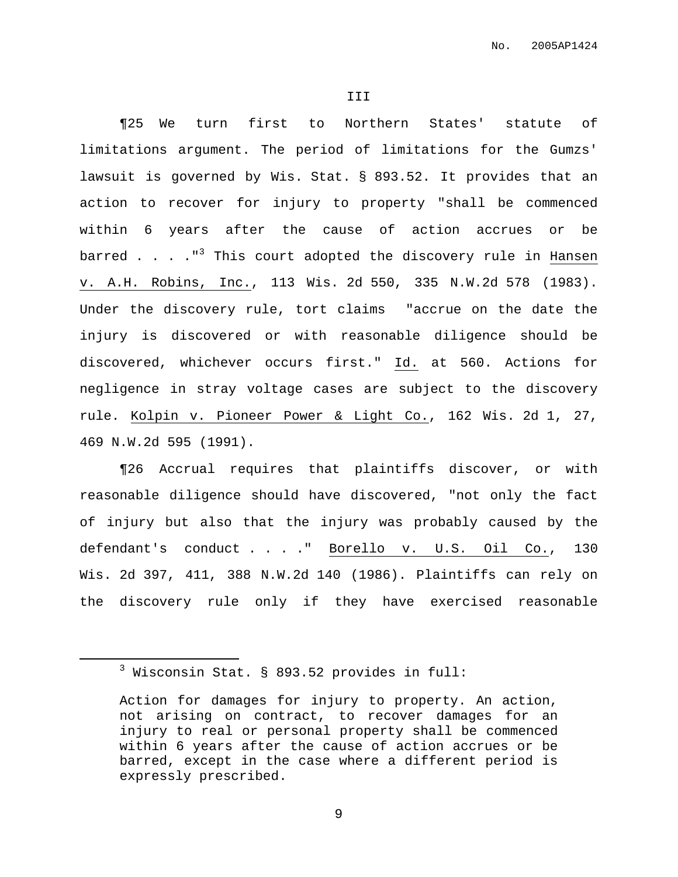III

¶25 We turn first to Northern States' statute of limitations argument. The period of limitations for the Gumzs' lawsuit is governed by Wis. Stat. § 893.52. It provides that an action to recover for injury to property "shall be commenced within 6 years after the cause of action accrues or be barred . . . ."[3] This court adopted the discovery rule in Hansen v. A.H. Robins, Inc., 113 Wis. 2d 550, 335 N.W.2d 578 (1983). Under the discovery rule, tort claims "accrue on the date the injury is discovered or with reasonable diligence should be discovered, whichever occurs first." Id. at 560. Actions for negligence in stray voltage cases are subject to the discovery rule. Kolpin v. Pioneer Power & Light Co., 162 Wis. 2d 1, 27, 469 N.W.2d 595 (1991).

¶26 Accrual requires that plaintiffs discover, or with reasonable diligence should have discovered, "not only the fact of injury but also that the injury was probably caused by the defendant's conduct . . . ." Borello v. U.S. Oil Co., 130 Wis. 2d 397, 411, 388 N.W.2d 140 (1986). Plaintiffs can rely on the discovery rule only if they have exercised reasonable

---

[3] Wisconsin Stat. § 893.52 provides in full:

> Action for damages for injury to property. An action, not arising on contract, to recover damages for an injury to real or personal property shall be commenced within 6 years after the cause of action accrues or be barred, except in the case where a different period is expressly prescribed.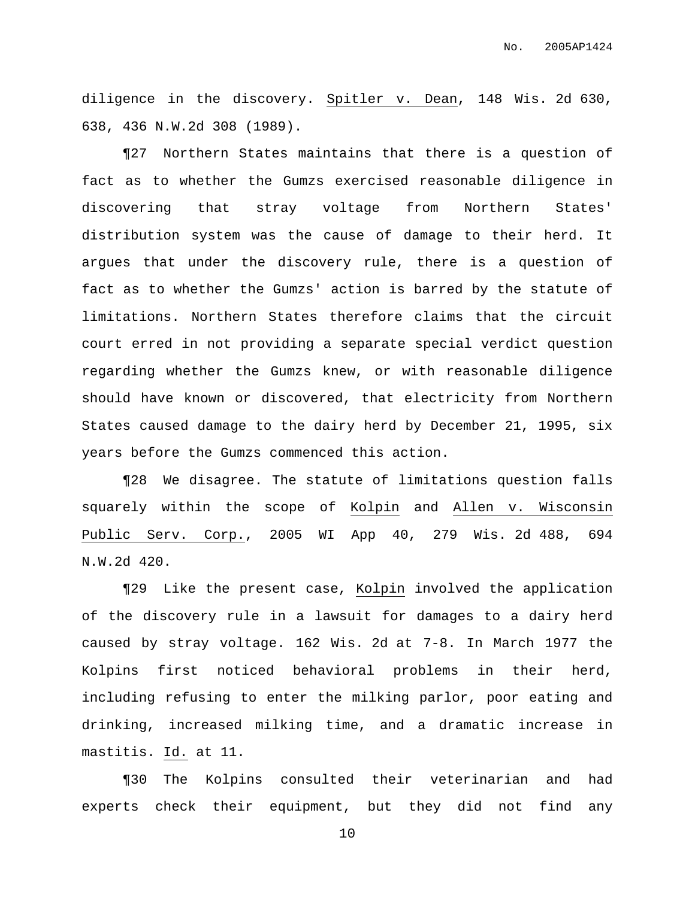diligence in the discovery. Spitler v. Dean, 148 Wis. 2d 630, 638, 436 N.W.2d 308 (1989).

¶27 Northern States maintains that there is a question of fact as to whether the Gumzs exercised reasonable diligence in discovering that stray voltage from Northern States' distribution system was the cause of damage to their herd. It argues that under the discovery rule, there is a question of fact as to whether the Gumzs' action is barred by the statute of limitations. Northern States therefore claims that the circuit court erred in not providing a separate special verdict question regarding whether the Gumzs knew, or with reasonable diligence should have known or discovered, that electricity from Northern States caused damage to the dairy herd by December 21, 1995, six years before the Gumzs commenced this action.

¶28 We disagree. The statute of limitations question falls squarely within the scope of Kolpin and Allen v. Wisconsin Public Serv. Corp., 2005 WI App 40, 279 Wis. 2d 488, 694 N.W.2d 420.

¶29 Like the present case, Kolpin involved the application of the discovery rule in a lawsuit for damages to a dairy herd caused by stray voltage. 162 Wis. 2d at 7-8. In March 1977 the Kolpins first noticed behavioral problems in their herd, including refusing to enter the milking parlor, poor eating and drinking, increased milking time, and a dramatic increase in mastitis. Id. at 11.

¶30 The Kolpins consulted their veterinarian and had experts check their equipment, but they did not find any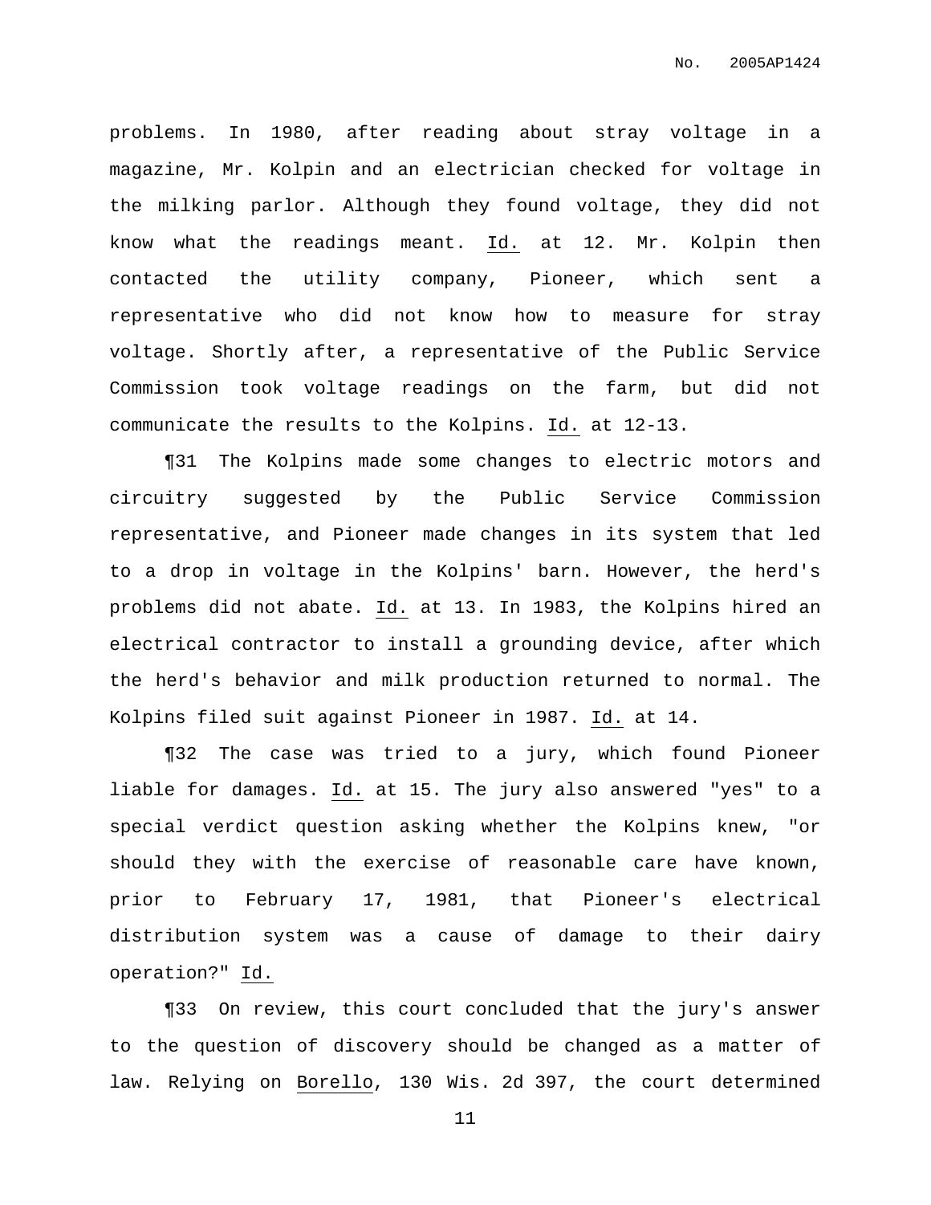problems. In 1980, after reading about stray voltage in a magazine, Mr. Kolpin and an electrician checked for voltage in the milking parlor. Although they found voltage, they did not know what the readings meant. Id. at 12. Mr. Kolpin then contacted the utility company, Pioneer, which sent a representative who did not know how to measure for stray voltage. Shortly after, a representative of the Public Service Commission took voltage readings on the farm, but did not communicate the results to the Kolpins. Id. at 12-13.

¶31 The Kolpins made some changes to electric motors and circuitry suggested by the Public Service Commission representative, and Pioneer made changes in its system that led to a drop in voltage in the Kolpins' barn. However, the herd's problems did not abate. Id. at 13. In 1983, the Kolpins hired an electrical contractor to install a grounding device, after which the herd's behavior and milk production returned to normal. The Kolpins filed suit against Pioneer in 1987. Id. at 14.

¶32 The case was tried to a jury, which found Pioneer liable for damages. Id. at 15. The jury also answered "yes" to a special verdict question asking whether the Kolpins knew, "or should they with the exercise of reasonable care have known, prior to February 17, 1981, that Pioneer's electrical distribution system was a cause of damage to their dairy operation?" Id.

¶33 On review, this court concluded that the jury's answer to the question of discovery should be changed as a matter of law. Relying on Borello, 130 Wis. 2d 397, the court determined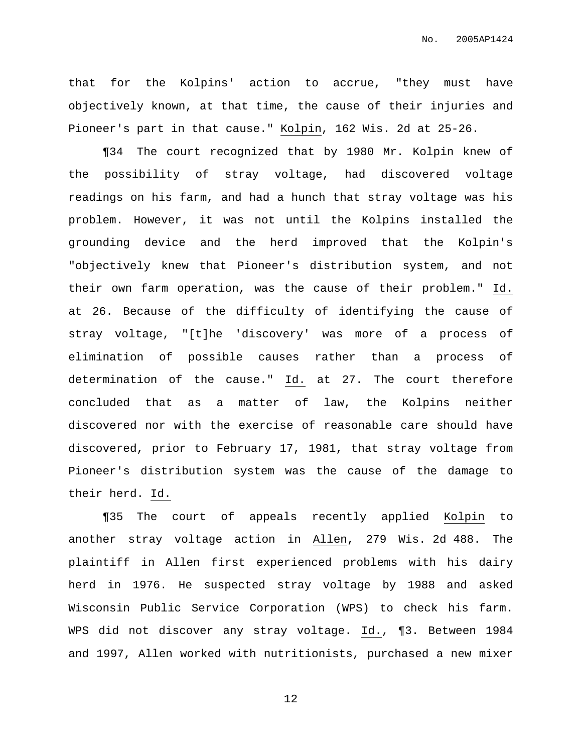that for the Kolpins' action to accrue, "they must have objectively known, at that time, the cause of their injuries and Pioneer's part in that cause." Kolpin, 162 Wis. 2d at 25-26.

¶34 The court recognized that by 1980 Mr. Kolpin knew of the possibility of stray voltage, had discovered voltage readings on his farm, and had a hunch that stray voltage was his problem. However, it was not until the Kolpins installed the grounding device and the herd improved that the Kolpin's "objectively knew that Pioneer's distribution system, and not their own farm operation, was the cause of their problem." Id. at 26. Because of the difficulty of identifying the cause of stray voltage, "[t]he 'discovery' was more of a process of elimination of possible causes rather than a process of determination of the cause." Id. at 27. The court therefore concluded that as a matter of law, the Kolpins neither discovered nor with the exercise of reasonable care should have discovered, prior to February 17, 1981, that stray voltage from Pioneer's distribution system was the cause of the damage to their herd. Id.

¶35 The court of appeals recently applied Kolpin to another stray voltage action in Allen, 279 Wis. 2d 488. The plaintiff in Allen first experienced problems with his dairy herd in 1976. He suspected stray voltage by 1988 and asked Wisconsin Public Service Corporation (WPS) to check his farm. WPS did not discover any stray voltage. Id., ¶3. Between 1984 and 1997, Allen worked with nutritionists, purchased a new mixer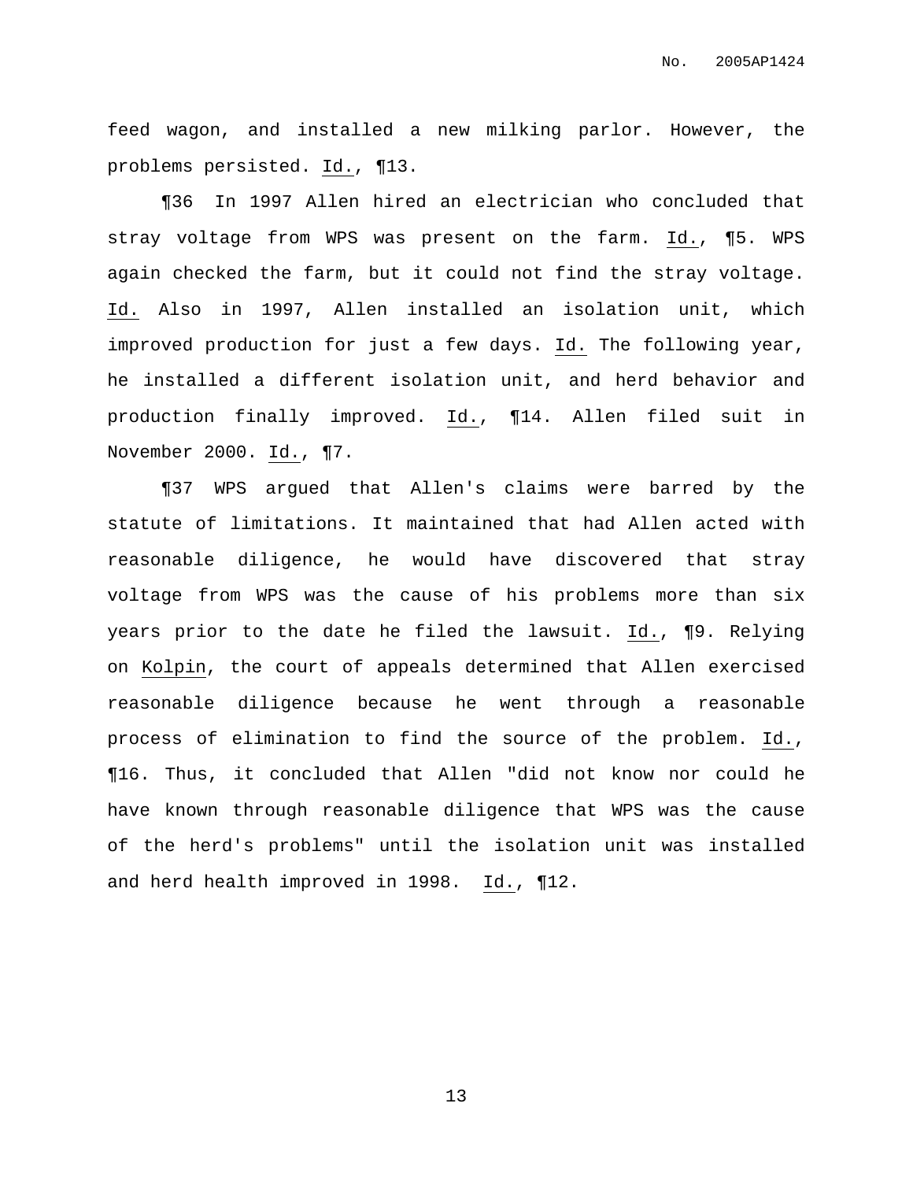feed wagon, and installed a new milking parlor. However, the problems persisted. Id., ¶13.

¶36 In 1997 Allen hired an electrician who concluded that stray voltage from WPS was present on the farm. Id., ¶5. WPS again checked the farm, but it could not find the stray voltage. Id. Also in 1997, Allen installed an isolation unit, which improved production for just a few days. Id. The following year, he installed a different isolation unit, and herd behavior and production finally improved. Id., ¶14. Allen filed suit in November 2000. Id., ¶7.

¶37 WPS argued that Allen's claims were barred by the statute of limitations. It maintained that had Allen acted with reasonable diligence, he would have discovered that stray voltage from WPS was the cause of his problems more than six years prior to the date he filed the lawsuit. Id., ¶9. Relying on Kolpin, the court of appeals determined that Allen exercised reasonable diligence because he went through a reasonable process of elimination to find the source of the problem. Id., ¶16. Thus, it concluded that Allen "did not know nor could he have known through reasonable diligence that WPS was the cause of the herd's problems" until the isolation unit was installed and herd health improved in 1998. Id., ¶12.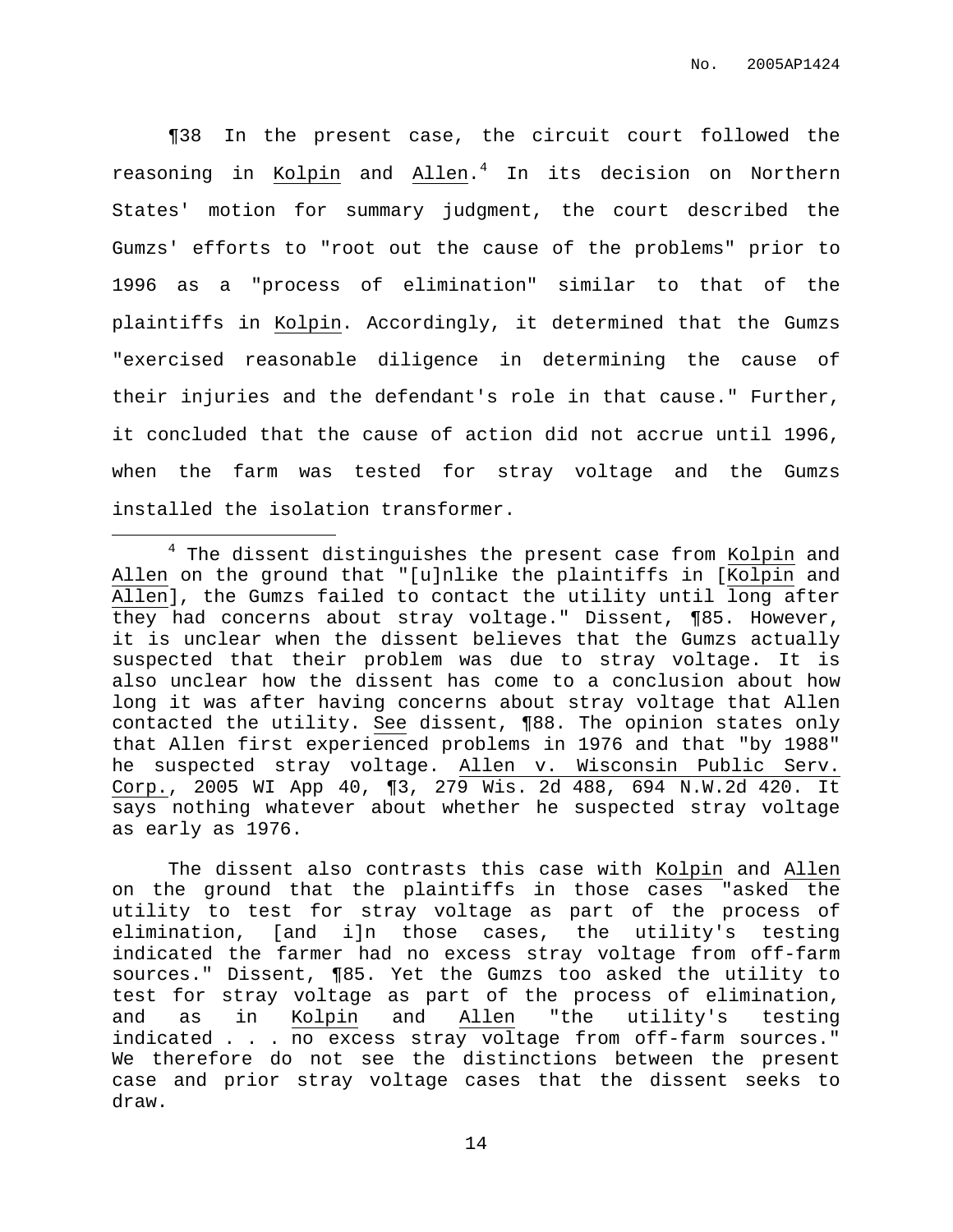¶38 In the present case, the circuit court followed the reasoning in Kolpin and Allen.[4] In its decision on Northern States' motion for summary judgment, the court described the Gumzs' efforts to "root out the cause of the problems" prior to 1996 as a "process of elimination" similar to that of the plaintiffs in Kolpin. Accordingly, it determined that the Gumzs "exercised reasonable diligence in determining the cause of their injuries and the defendant's role in that cause." Further, it concluded that the cause of action did not accrue until 1996, when the farm was tested for stray voltage and the Gumzs installed the isolation transformer.

---

[4] The dissent distinguishes the present case from Kolpin and Allen on the ground that "[u]nlike the plaintiffs in [Kolpin and Allen], the Gumzs failed to contact the utility until long after they had concerns about stray voltage." Dissent, ¶85. However, it is unclear when the dissent believes that the Gumzs actually suspected that their problem was due to stray voltage. It is also unclear how the dissent has come to a conclusion about how long it was after having concerns about stray voltage that Allen contacted the utility. See dissent, ¶88. The opinion states only that Allen first experienced problems in 1976 and that "by 1988" he suspected stray voltage. Allen v. Wisconsin Public Serv. Corp., 2005 WI App 40, ¶3, 279 Wis. 2d 488, 694 N.W.2d 420. It says nothing whatever about whether he suspected stray voltage as early as 1976.

The dissent also contrasts this case with Kolpin and Allen on the ground that the plaintiffs in those cases "asked the utility to test for stray voltage as part of the process of elimination, [and i]n those cases, the utility's testing indicated the farmer had no excess stray voltage from off-farm sources." Dissent, ¶85. Yet the Gumzs too asked the utility to test for stray voltage as part of the process of elimination, and as in Kolpin and Allen "the utility's testing indicated . . . no excess stray voltage from off-farm sources." We therefore do not see the distinctions between the present case and prior stray voltage cases that the dissent seeks to draw.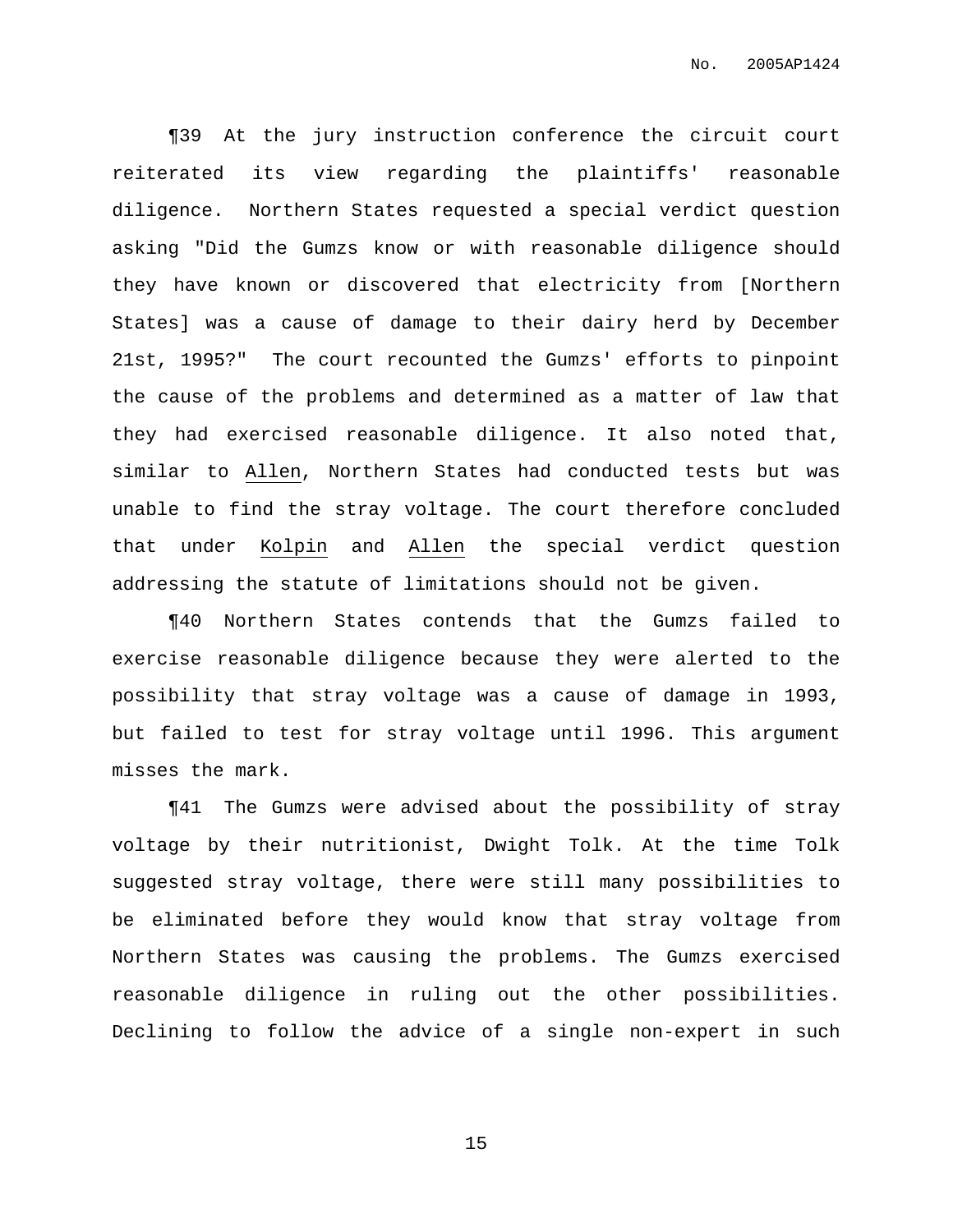¶39 At the jury instruction conference the circuit court reiterated its view regarding the plaintiffs' reasonable diligence. Northern States requested a special verdict question asking "Did the Gumzs know or with reasonable diligence should they have known or discovered that electricity from [Northern States] was a cause of damage to their dairy herd by December 21st, 1995?" The court recounted the Gumzs' efforts to pinpoint the cause of the problems and determined as a matter of law that they had exercised reasonable diligence. It also noted that, similar to Allen, Northern States had conducted tests but was unable to find the stray voltage. The court therefore concluded that under Kolpin and Allen the special verdict question addressing the statute of limitations should not be given.

¶40 Northern States contends that the Gumzs failed to exercise reasonable diligence because they were alerted to the possibility that stray voltage was a cause of damage in 1993, but failed to test for stray voltage until 1996. This argument misses the mark.

¶41 The Gumzs were advised about the possibility of stray voltage by their nutritionist, Dwight Tolk. At the time Tolk suggested stray voltage, there were still many possibilities to be eliminated before they would know that stray voltage from Northern States was causing the problems. The Gumzs exercised reasonable diligence in ruling out the other possibilities. Declining to follow the advice of a single non-expert in such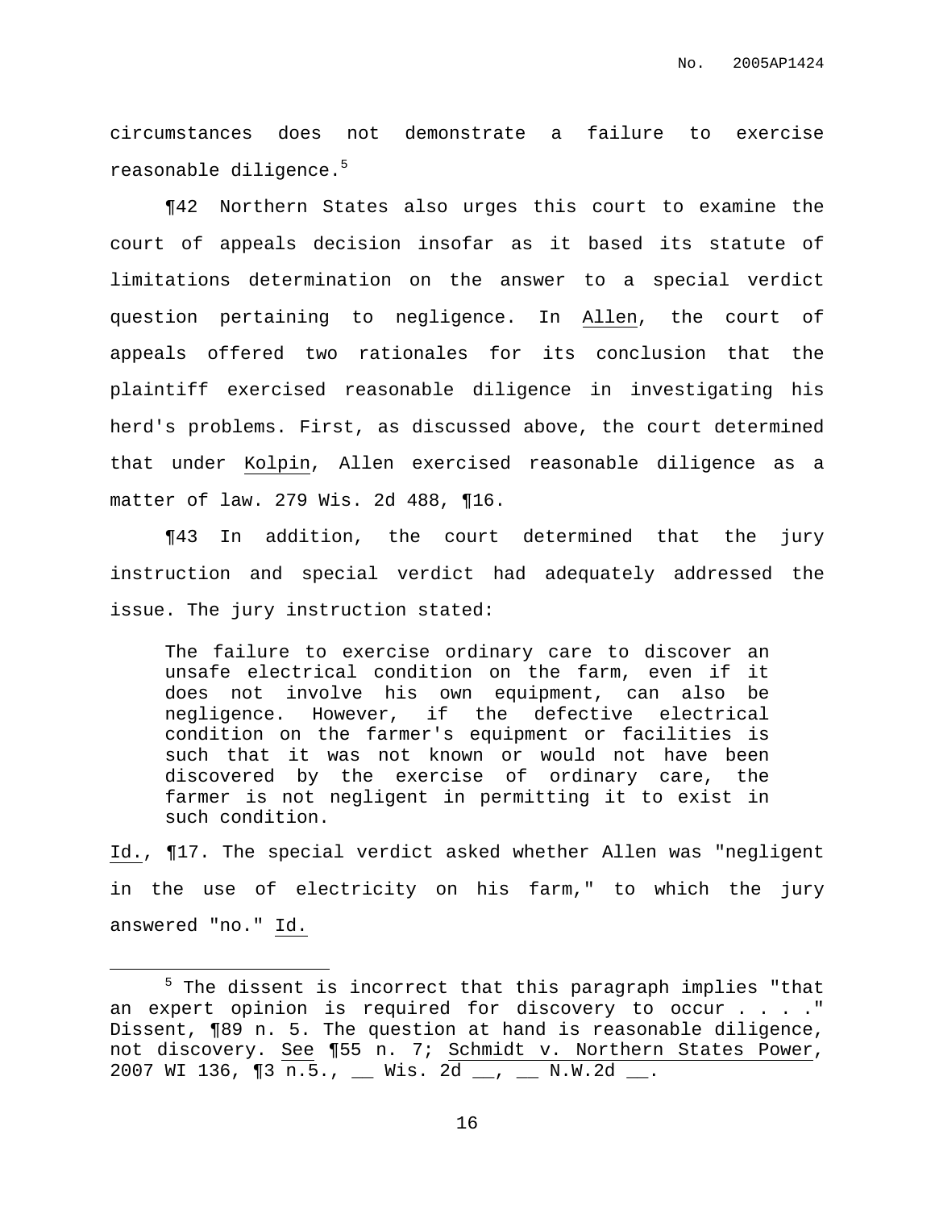circumstances does not demonstrate a failure to exercise reasonable diligence.[5]

¶42 Northern States also urges this court to examine the court of appeals decision insofar as it based its statute of limitations determination on the answer to a special verdict question pertaining to negligence. In Allen, the court of appeals offered two rationales for its conclusion that the plaintiff exercised reasonable diligence in investigating his herd's problems. First, as discussed above, the court determined that under Kolpin, Allen exercised reasonable diligence as a matter of law. 279 Wis. 2d 488, ¶16.

¶43 In addition, the court determined that the jury instruction and special verdict had adequately addressed the issue. The jury instruction stated:

> The failure to exercise ordinary care to discover an unsafe electrical condition on the farm, even if it does not involve his own equipment, can also be negligence. However, if the defective electrical condition on the farmer's equipment or facilities is such that it was not known or would not have been discovered by the exercise of ordinary care, the farmer is not negligent in permitting it to exist in such condition.

Id., ¶17. The special verdict asked whether Allen was "negligent in the use of electricity on his farm," to which the jury answered "no." Id.

---

[5] The dissent is incorrect that this paragraph implies "that an expert opinion is required for discovery to occur . . . ." Dissent, ¶89 n. 5. The question at hand is reasonable diligence, not discovery. See ¶55 n. 7; Schmidt v. Northern States Power, 2007 WI 136, ¶3 n.5., __ Wis. 2d __, __ N.W.2d __.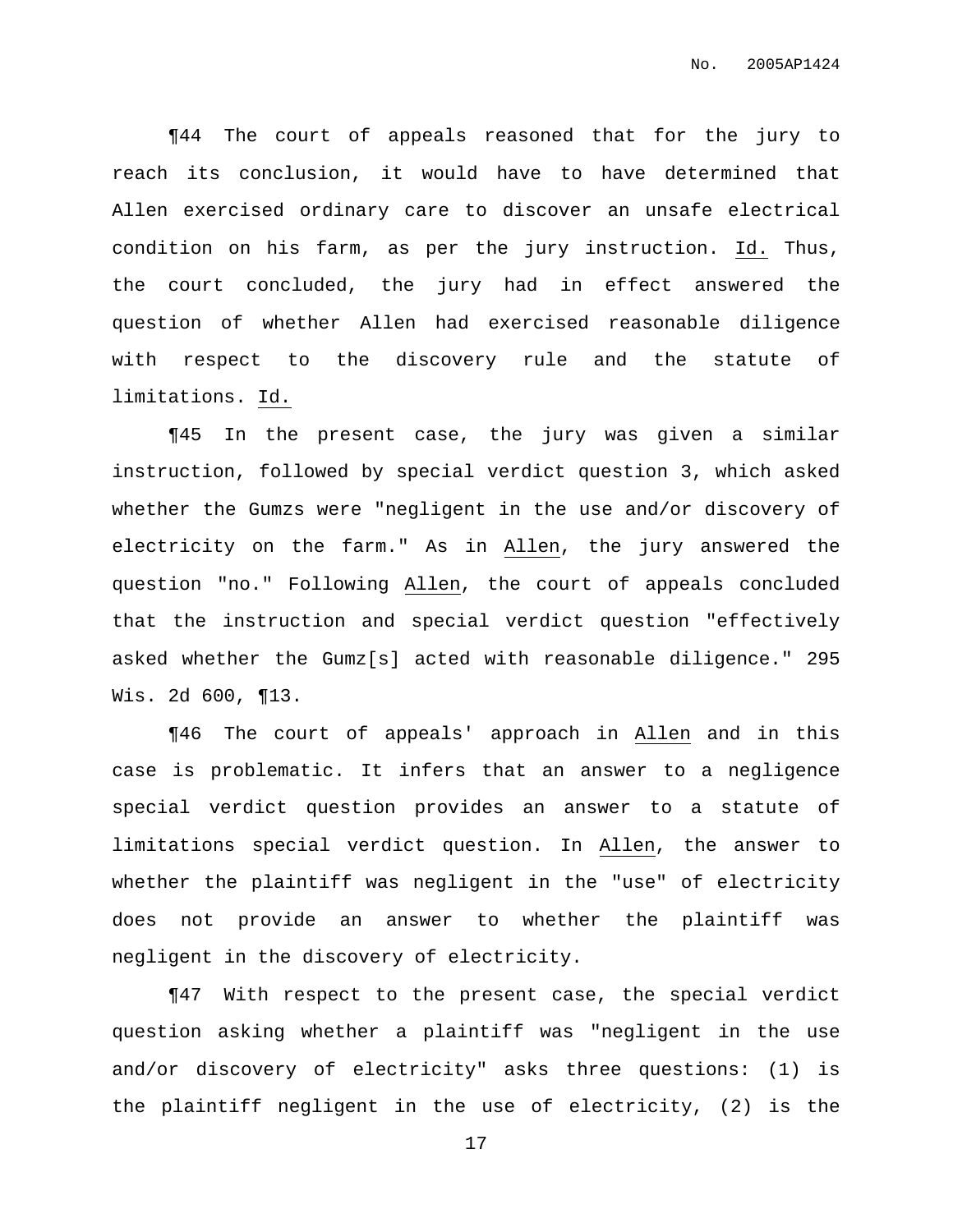¶44 The court of appeals reasoned that for the jury to reach its conclusion, it would have to have determined that Allen exercised ordinary care to discover an unsafe electrical condition on his farm, as per the jury instruction. Id. Thus, the court concluded, the jury had in effect answered the question of whether Allen had exercised reasonable diligence with respect to the discovery rule and the statute of limitations. Id.

¶45 In the present case, the jury was given a similar instruction, followed by special verdict question 3, which asked whether the Gumzs were "negligent in the use and/or discovery of electricity on the farm." As in Allen, the jury answered the question "no." Following Allen, the court of appeals concluded that the instruction and special verdict question "effectively asked whether the Gumz[s] acted with reasonable diligence." 295 Wis. 2d 600, ¶13.

¶46 The court of appeals' approach in Allen and in this case is problematic. It infers that an answer to a negligence special verdict question provides an answer to a statute of limitations special verdict question. In Allen, the answer to whether the plaintiff was negligent in the "use" of electricity does not provide an answer to whether the plaintiff was negligent in the discovery of electricity.

¶47 With respect to the present case, the special verdict question asking whether a plaintiff was "negligent in the use and/or discovery of electricity" asks three questions: (1) is the plaintiff negligent in the use of electricity, (2) is the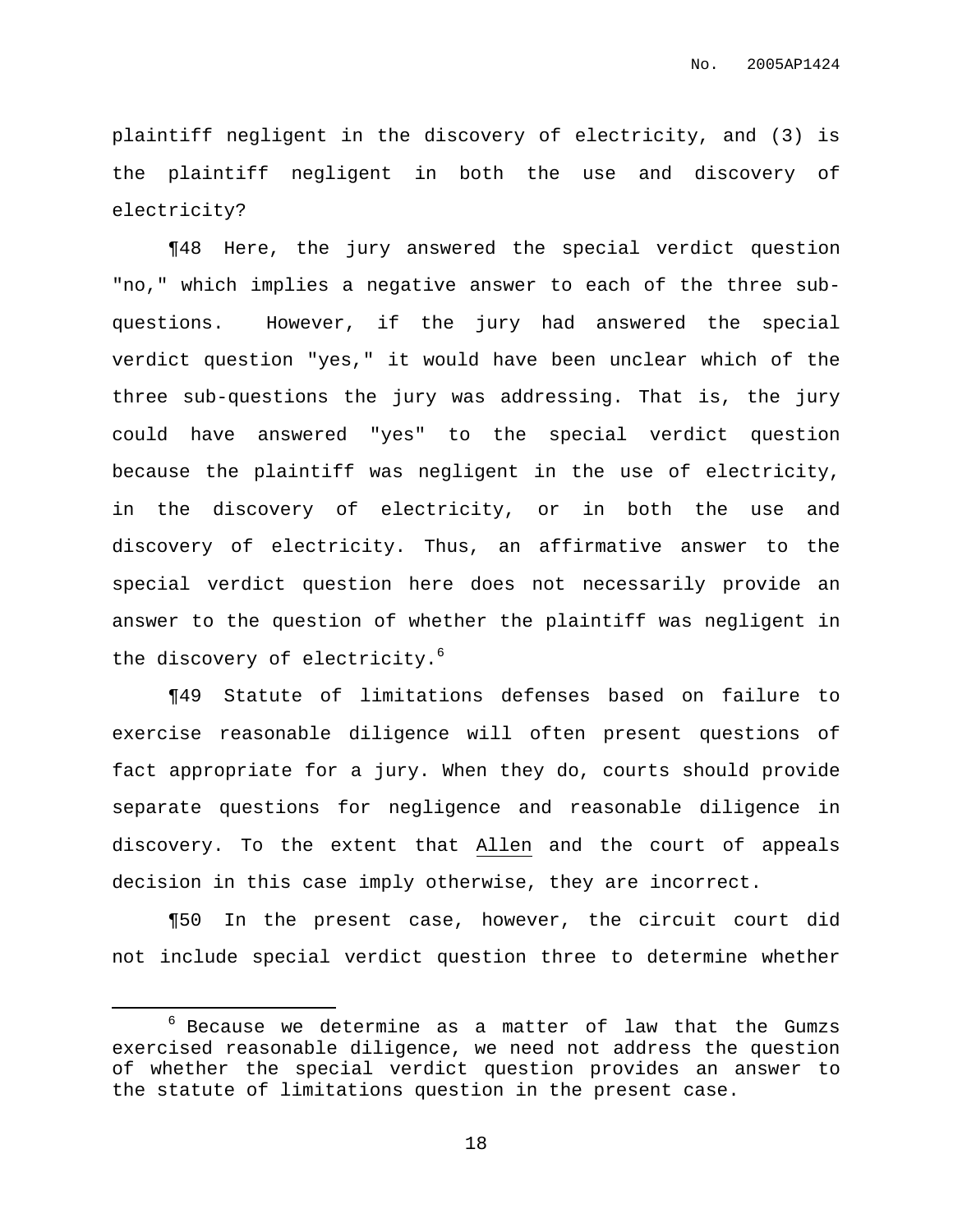plaintiff negligent in the discovery of electricity, and (3) is the plaintiff negligent in both the use and discovery of electricity?

¶48 Here, the jury answered the special verdict question "no," which implies a negative answer to each of the three sub-questions. However, if the jury had answered the special verdict question "yes," it would have been unclear which of the three sub-questions the jury was addressing. That is, the jury could have answered "yes" to the special verdict question because the plaintiff was negligent in the use of electricity, in the discovery of electricity, or in both the use and discovery of electricity. Thus, an affirmative answer to the special verdict question here does not necessarily provide an answer to the question of whether the plaintiff was negligent in the discovery of electricity.[6]

¶49 Statute of limitations defenses based on failure to exercise reasonable diligence will often present questions of fact appropriate for a jury. When they do, courts should provide separate questions for negligence and reasonable diligence in discovery. To the extent that Allen and the court of appeals decision in this case imply otherwise, they are incorrect.

¶50 In the present case, however, the circuit court did not include special verdict question three to determine whether

---

[6] Because we determine as a matter of law that the Gumzs exercised reasonable diligence, we need not address the question of whether the special verdict question provides an answer to the statute of limitations question in the present case.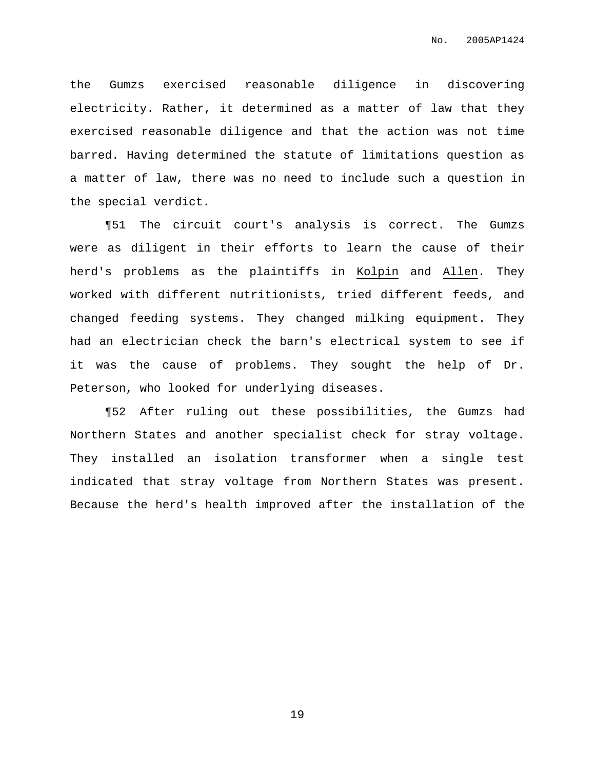the Gumzs exercised reasonable diligence in discovering electricity. Rather, it determined as a matter of law that they exercised reasonable diligence and that the action was not time barred. Having determined the statute of limitations question as a matter of law, there was no need to include such a question in the special verdict.

¶51 The circuit court's analysis is correct. The Gumzs were as diligent in their efforts to learn the cause of their herd's problems as the plaintiffs in Kolpin and Allen. They worked with different nutritionists, tried different feeds, and changed feeding systems. They changed milking equipment. They had an electrician check the barn's electrical system to see if it was the cause of problems. They sought the help of Dr. Peterson, who looked for underlying diseases.

¶52 After ruling out these possibilities, the Gumzs had Northern States and another specialist check for stray voltage. They installed an isolation transformer when a single test indicated that stray voltage from Northern States was present. Because the herd's health improved after the installation of the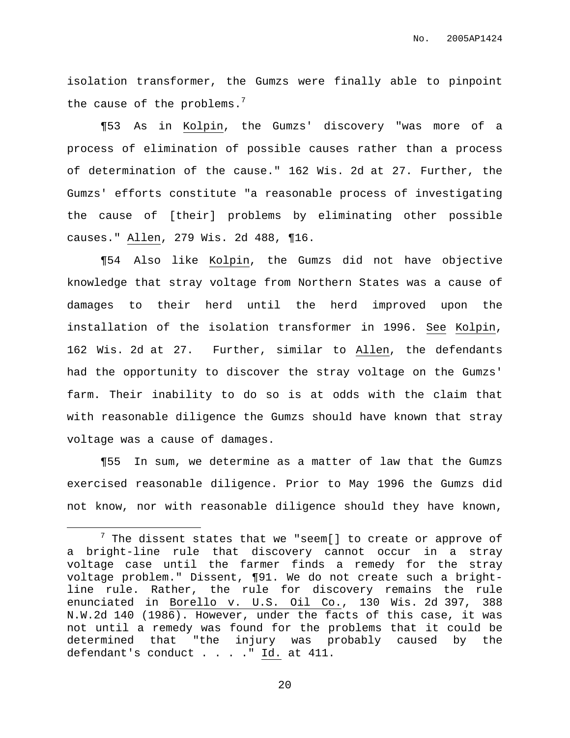isolation transformer, the Gumzs were finally able to pinpoint the cause of the problems.[7]

¶53 As in Kolpin, the Gumzs' discovery "was more of a process of elimination of possible causes rather than a process of determination of the cause." 162 Wis. 2d at 27. Further, the Gumzs' efforts constitute "a reasonable process of investigating the cause of [their] problems by eliminating other possible causes." Allen, 279 Wis. 2d 488, ¶16.

¶54 Also like Kolpin, the Gumzs did not have objective knowledge that stray voltage from Northern States was a cause of damages to their herd until the herd improved upon the installation of the isolation transformer in 1996. See Kolpin, 162 Wis. 2d at 27. Further, similar to Allen, the defendants had the opportunity to discover the stray voltage on the Gumzs' farm. Their inability to do so is at odds with the claim that with reasonable diligence the Gumzs should have known that stray voltage was a cause of damages.

¶55 In sum, we determine as a matter of law that the Gumzs exercised reasonable diligence. Prior to May 1996 the Gumzs did not know, nor with reasonable diligence should they have known,

---

[7] The dissent states that we "seem[] to create or approve of a bright-line rule that discovery cannot occur in a stray voltage case until the farmer finds a remedy for the stray voltage problem." Dissent, ¶91. We do not create such a bright-line rule. Rather, the rule for discovery remains the rule enunciated in Borello v. U.S. Oil Co., 130 Wis. 2d 397, 388 N.W.2d 140 (1986). However, under the facts of this case, it was not until a remedy was found for the problems that it could be determined that "the injury was probably caused by the defendant's conduct . . . ." Id. at 411.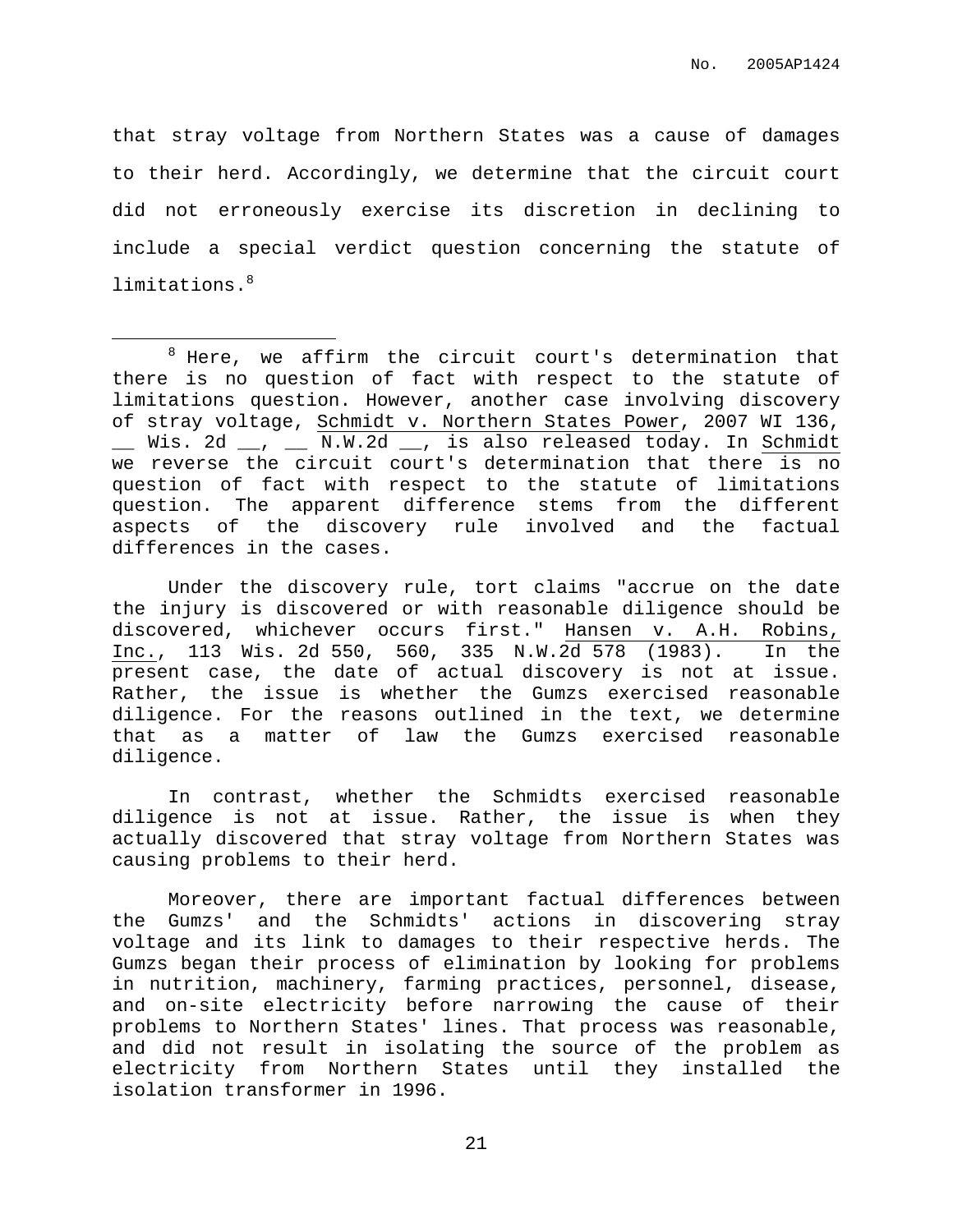that stray voltage from Northern States was a cause of damages to their herd. Accordingly, we determine that the circuit court did not erroneously exercise its discretion in declining to include a special verdict question concerning the statute of limitations.[8]

---

[8] Here, we affirm the circuit court's determination that there is no question of fact with respect to the statute of limitations question. However, another case involving discovery of stray voltage, Schmidt v. Northern States Power, 2007 WI 136, __ Wis. 2d __, __ N.W.2d __, is also released today. In Schmidt we reverse the circuit court's determination that there is no question of fact with respect to the statute of limitations question. The apparent difference stems from the different aspects of the discovery rule involved and the factual differences in the cases.

Under the discovery rule, tort claims "accrue on the date the injury is discovered or with reasonable diligence should be discovered, whichever occurs first." Hansen v. A.H. Robins, Inc., 113 Wis. 2d 550, 560, 335 N.W.2d 578 (1983). In the present case, the date of actual discovery is not at issue. Rather, the issue is whether the Gumzs exercised reasonable diligence. For the reasons outlined in the text, we determine that as a matter of law the Gumzs exercised reasonable diligence.

In contrast, whether the Schmidts exercised reasonable diligence is not at issue. Rather, the issue is when they actually discovered that stray voltage from Northern States was causing problems to their herd.

Moreover, there are important factual differences between the Gumzs' and the Schmidts' actions in discovering stray voltage and its link to damages to their respective herds. The Gumzs began their process of elimination by looking for problems in nutrition, machinery, farming practices, personnel, disease, and on-site electricity before narrowing the cause of their problems to Northern States' lines. That process was reasonable, and did not result in isolating the source of the problem as electricity from Northern States until they installed the isolation transformer in 1996.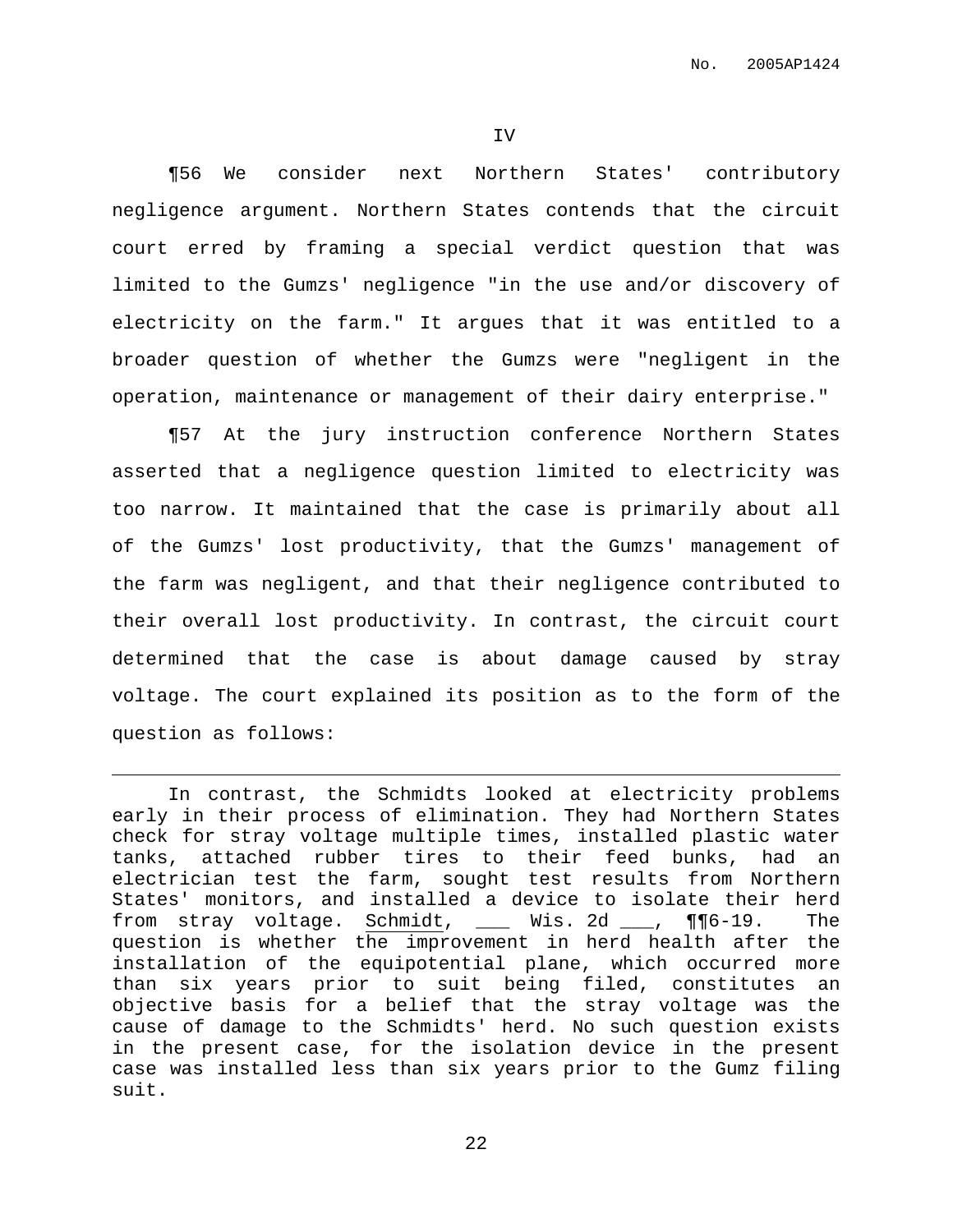IV

¶56 We consider next Northern States' contributory negligence argument. Northern States contends that the circuit court erred by framing a special verdict question that was limited to the Gumzs' negligence "in the use and/or discovery of electricity on the farm." It argues that it was entitled to a broader question of whether the Gumzs were "negligent in the operation, maintenance or management of their dairy enterprise."

¶57 At the jury instruction conference Northern States asserted that a negligence question limited to electricity was too narrow. It maintained that the case is primarily about all of the Gumzs' lost productivity, that the Gumzs' management of the farm was negligent, and that their negligence contributed to their overall lost productivity. In contrast, the circuit court determined that the case is about damage caused by stray voltage. The court explained its position as to the form of the question as follows:

---

In contrast, the Schmidts looked at electricity problems early in their process of elimination. They had Northern States check for stray voltage multiple times, installed plastic water tanks, attached rubber tires to their feed bunks, had an electrician test the farm, sought test results from Northern States' monitors, and installed a device to isolate their herd from stray voltage. Schmidt, ___ Wis. 2d ___, ¶¶6-19. The question is whether the improvement in herd health after the installation of the equipotential plane, which occurred more than six years prior to suit being filed, constitutes an objective basis for a belief that the stray voltage was the cause of damage to the Schmidts' herd. No such question exists in the present case, for the isolation device in the present case was installed less than six years prior to the Gumz filing suit.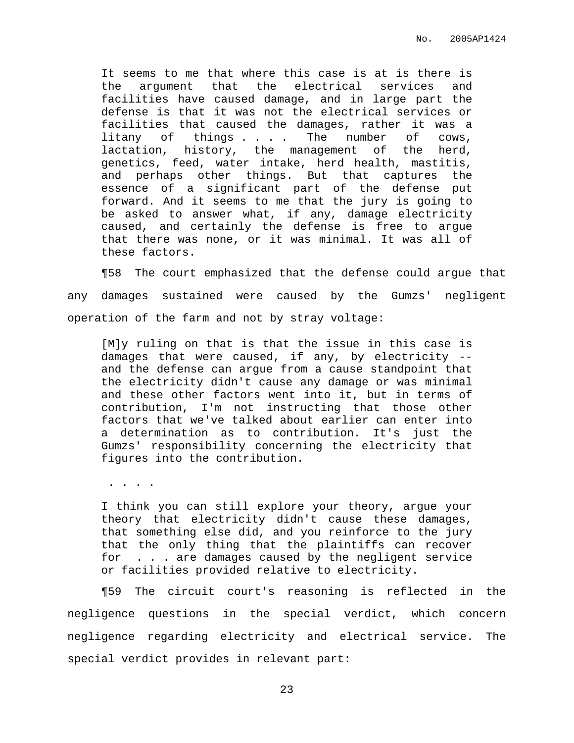> It seems to me that where this case is at is there is the argument that the electrical services and facilities have caused damage, and in large part the defense is that it was not the electrical services or facilities that caused the damages, rather it was a litany of things . . . . The number of cows, lactation, history, the management of the herd, genetics, feed, water intake, herd health, mastitis, and perhaps other things. But that captures the essence of a significant part of the defense put forward. And it seems to me that the jury is going to be asked to answer what, if any, damage electricity caused, and certainly the defense is free to argue that there was none, or it was minimal. It was all of these factors.

¶58 The court emphasized that the defense could argue that any damages sustained were caused by the Gumzs' negligent operation of the farm and not by stray voltage:

> [M]y ruling on that is that the issue in this case is damages that were caused, if any, by electricity -- and the defense can argue from a cause standpoint that the electricity didn't cause any damage or was minimal and these other factors went into it, but in terms of contribution, I'm not instructing that those other factors that we've talked about earlier can enter into a determination as to contribution. It's just the Gumzs' responsibility concerning the electricity that figures into the contribution.
>
> . . . .
>
> I think you can still explore your theory, argue your theory that electricity didn't cause these damages, that something else did, and you reinforce to the jury that the only thing that the plaintiffs can recover for . . . are damages caused by the negligent service or facilities provided relative to electricity.

¶59 The circuit court's reasoning is reflected in the negligence questions in the special verdict, which concern negligence regarding electricity and electrical service. The special verdict provides in relevant part: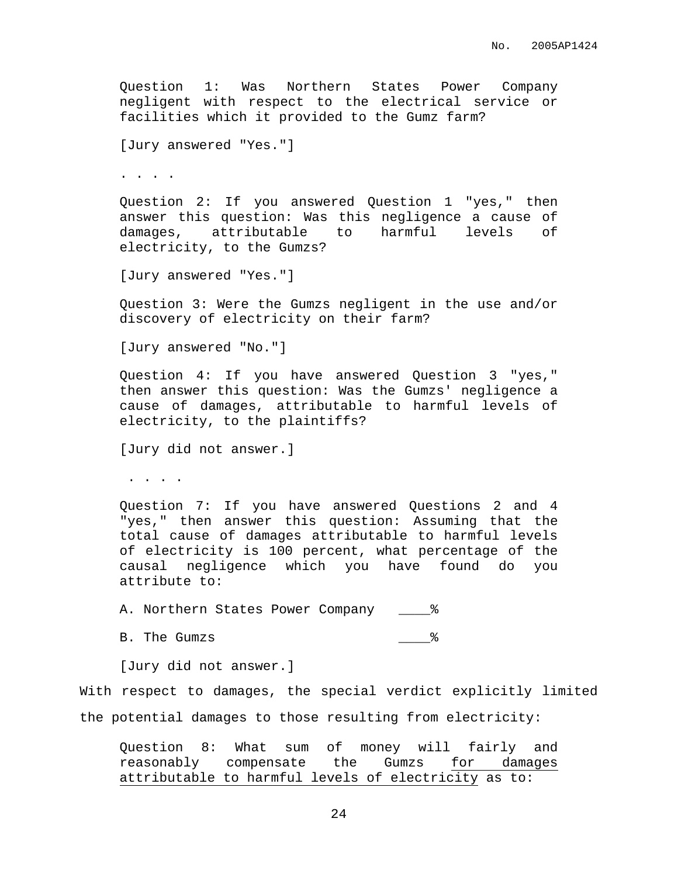> Question 1: Was Northern States Power Company negligent with respect to the electrical service or facilities which it provided to the Gumz farm?
>
> [Jury answered "Yes."]
>
> . . . .
>
> Question 2: If you answered Question 1 "yes," then answer this question: Was this negligence a cause of damages, attributable to harmful levels of electricity, to the Gumzs?
>
> [Jury answered "Yes."]
>
> Question 3: Were the Gumzs negligent in the use and/or discovery of electricity on their farm?
>
> [Jury answered "No."]
>
> Question 4: If you have answered Question 3 "yes," then answer this question: Was the Gumzs' negligence a cause of damages, attributable to harmful levels of electricity, to the plaintiffs?
>
> [Jury did not answer.]
>
> . . . .
>
> Question 7: If you have answered Questions 2 and 4 "yes," then answer this question: Assuming that the total cause of damages attributable to harmful levels of electricity is 100 percent, what percentage of the causal negligence which you have found do you attribute to:
>
> A. Northern States Power Company ____%
>
> B. The Gumzs ____%
>
> [Jury did not answer.]

With respect to damages, the special verdict explicitly limited the potential damages to those resulting from electricity:

> Question 8: What sum of money will fairly and reasonably compensate the Gumzs <u>for damages attributable to harmful levels of electricity</u> as to: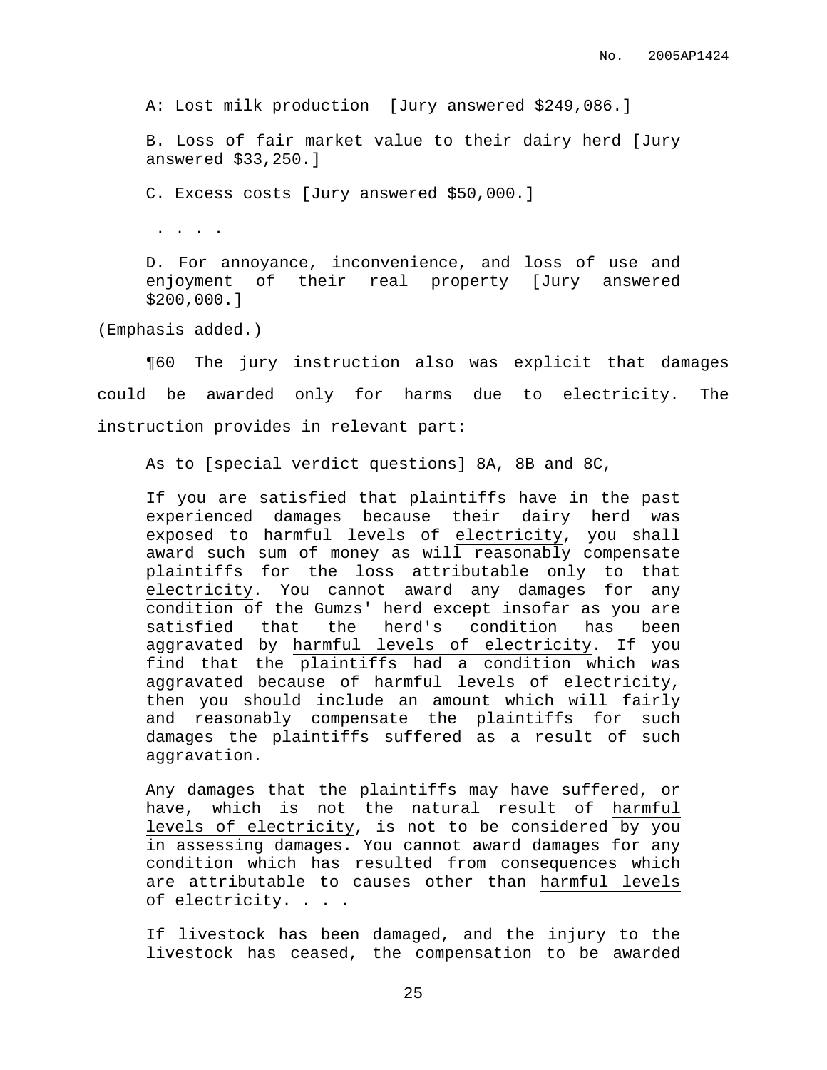A: Lost milk production [Jury answered $249,086.]

B. Loss of fair market value to their dairy herd [Jury answered $33,250.]

C. Excess costs [Jury answered $50,000.]

. . . .

D. For annoyance, inconvenience, and loss of use and enjoyment of their real property [Jury answered $200,000.]

(Emphasis added.)

¶60 The jury instruction also was explicit that damages could be awarded only for harms due to electricity. The instruction provides in relevant part:

> As to [special verdict questions] 8A, 8B and 8C,
>
> If you are satisfied that plaintiffs have in the past experienced damages because their dairy herd was exposed to harmful levels of <u>electricity</u>, you shall award such sum of money as will reasonably compensate plaintiffs for the loss attributable <u>only to that electricity</u>. You cannot award any damages for any condition of the Gumzs' herd except insofar as you are satisfied that the herd's condition has been aggravated by <u>harmful levels of electricity</u>. If you find that the plaintiffs had a condition which was aggravated <u>because of harmful levels of electricity</u>, then you should include an amount which will fairly and reasonably compensate the plaintiffs for such damages the plaintiffs suffered as a result of such aggravation.
>
> Any damages that the plaintiffs may have suffered, or have, which is not the natural result of <u>harmful levels of electricity</u>, is not to be considered by you in assessing damages. You cannot award damages for any condition which has resulted from consequences which are attributable to causes other than <u>harmful levels of electricity</u>. . . .
>
> If livestock has been damaged, and the injury to the livestock has ceased, the compensation to be awarded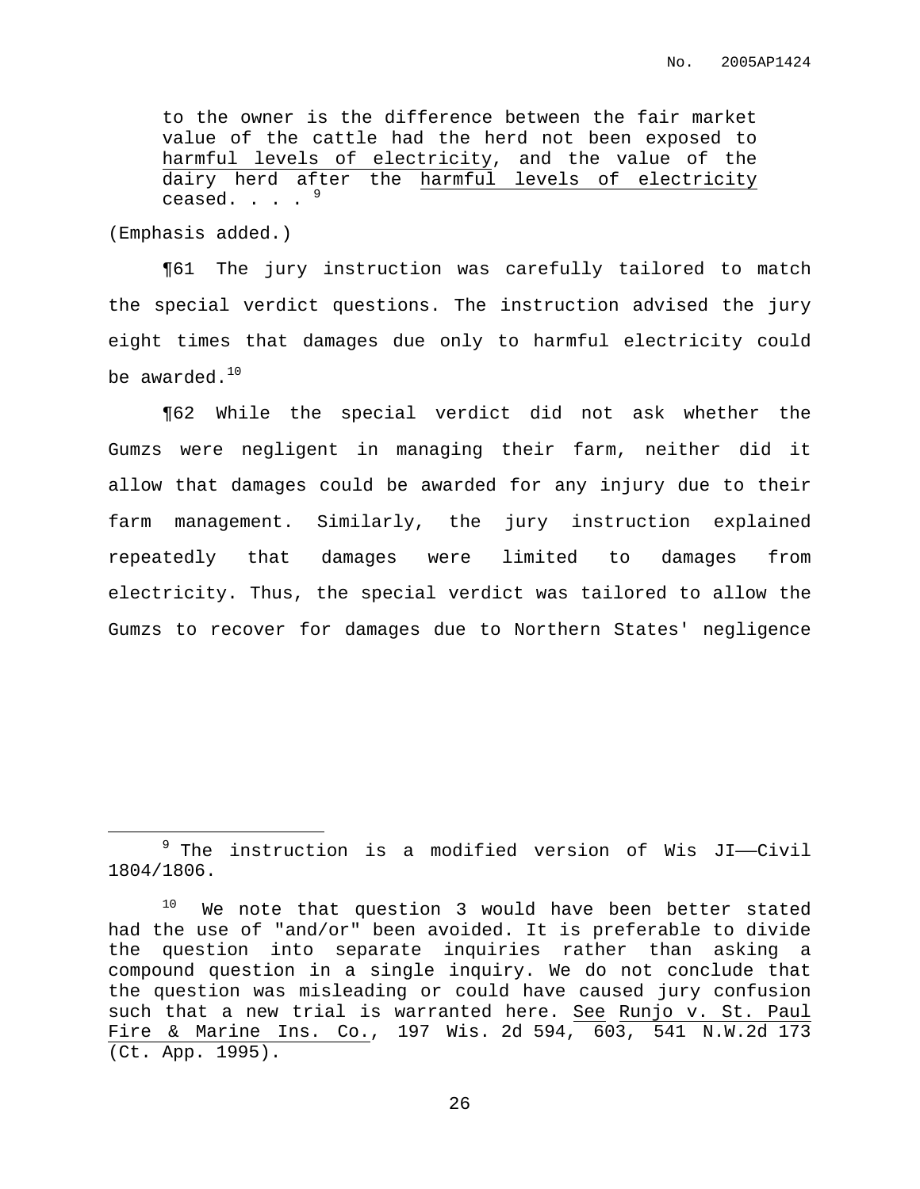> to the owner is the difference between the fair market value of the cattle had the herd not been exposed to <u>harmful levels of electricity</u>, and the value of the dairy herd after the <u>harmful levels of electricity</u> ceased. . . . [9]

(Emphasis added.)

¶61 The jury instruction was carefully tailored to match the special verdict questions. The instruction advised the jury eight times that damages due only to harmful electricity could be awarded.[10]

¶62 While the special verdict did not ask whether the Gumzs were negligent in managing their farm, neither did it allow that damages could be awarded for any injury due to their farm management. Similarly, the jury instruction explained repeatedly that damages were limited to damages from electricity. Thus, the special verdict was tailored to allow the Gumzs to recover for damages due to Northern States' negligence

---

[9] The instruction is a modified version of Wis JI——Civil 1804/1806.

[10] We note that question 3 would have been better stated had the use of "and/or" been avoided. It is preferable to divide the question into separate inquiries rather than asking a compound question in a single inquiry. We do not conclude that the question was misleading or could have caused jury confusion such that a new trial is warranted here. <u>See</u> <u>Runjo v. St. Paul Fire & Marine Ins. Co.</u>, 197 Wis. 2d 594, 603, 541 N.W.2d 173 (Ct. App. 1995).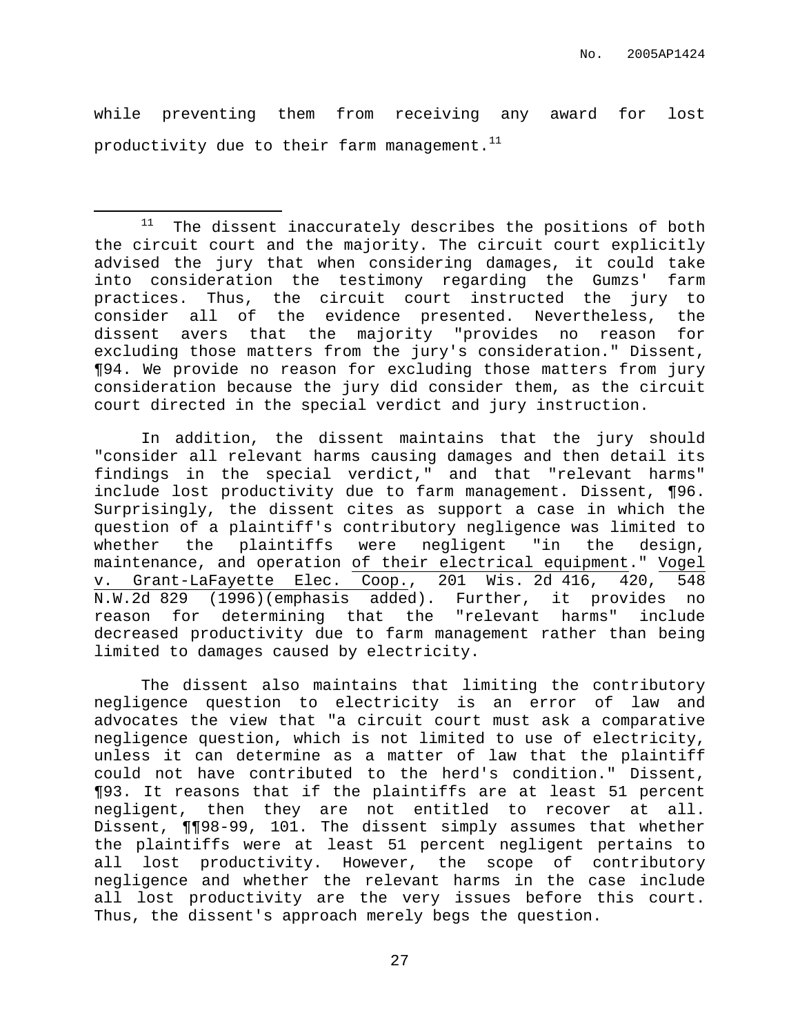while preventing them from receiving any award for lost productivity due to their farm management.[11]

---

[11] The dissent inaccurately describes the positions of both the circuit court and the majority. The circuit court explicitly advised the jury that when considering damages, it could take into consideration the testimony regarding the Gumzs' farm practices. Thus, the circuit court instructed the jury to consider all of the evidence presented. Nevertheless, the dissent avers that the majority "provides no reason for excluding those matters from the jury's consideration." Dissent, ¶94. We provide no reason for excluding those matters from jury consideration because the jury did consider them, as the circuit court directed in the special verdict and jury instruction.

In addition, the dissent maintains that the jury should "consider all relevant harms causing damages and then detail its findings in the special verdict," and that "relevant harms" include lost productivity due to farm management. Dissent, ¶96. Surprisingly, the dissent cites as support a case in which the question of a plaintiff's contributory negligence was limited to whether the plaintiffs were negligent "in the design, maintenance, and operation <u>of their electrical equipment</u>." <u>Vogel v. Grant-LaFayette Elec. Coop.</u>, 201 Wis. 2d 416, 420, 548 N.W.2d 829 (1996)(emphasis added). Further, it provides no reason for determining that the "relevant harms" include decreased productivity due to farm management rather than being limited to damages caused by electricity.

The dissent also maintains that limiting the contributory negligence question to electricity is an error of law and advocates the view that "a circuit court must ask a comparative negligence question, which is not limited to use of electricity, unless it can determine as a matter of law that the plaintiff could not have contributed to the herd's condition." Dissent, ¶93. It reasons that if the plaintiffs are at least 51 percent negligent, then they are not entitled to recover at all. Dissent, ¶¶98-99, 101. The dissent simply assumes that whether the plaintiffs were at least 51 percent negligent pertains to all lost productivity. However, the scope of contributory negligence and whether the relevant harms in the case include all lost productivity are the very issues before this court. Thus, the dissent's approach merely begs the question.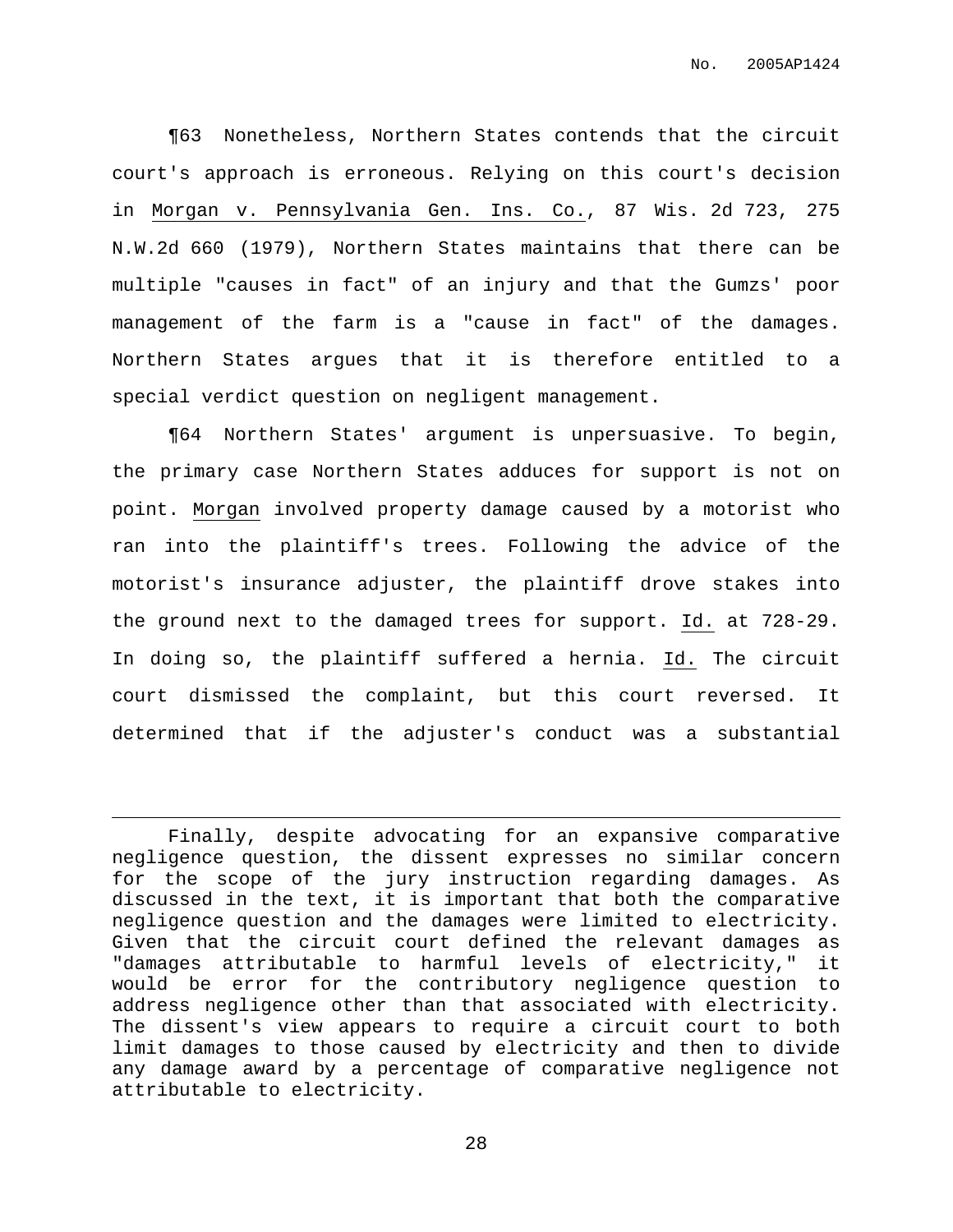¶63 Nonetheless, Northern States contends that the circuit court's approach is erroneous. Relying on this court's decision in Morgan v. Pennsylvania Gen. Ins. Co., 87 Wis. 2d 723, 275 N.W.2d 660 (1979), Northern States maintains that there can be multiple "causes in fact" of an injury and that the Gumzs' poor management of the farm is a "cause in fact" of the damages. Northern States argues that it is therefore entitled to a special verdict question on negligent management.

¶64 Northern States' argument is unpersuasive. To begin, the primary case Northern States adduces for support is not on point. Morgan involved property damage caused by a motorist who ran into the plaintiff's trees. Following the advice of the motorist's insurance adjuster, the plaintiff drove stakes into the ground next to the damaged trees for support. Id. at 728-29. In doing so, the plaintiff suffered a hernia. Id. The circuit court dismissed the complaint, but this court reversed. It determined that if the adjuster's conduct was a substantial

---

Finally, despite advocating for an expansive comparative negligence question, the dissent expresses no similar concern for the scope of the jury instruction regarding damages. As discussed in the text, it is important that both the comparative negligence question and the damages were limited to electricity. Given that the circuit court defined the relevant damages as "damages attributable to harmful levels of electricity," it would be error for the contributory negligence question to address negligence other than that associated with electricity. The dissent's view appears to require a circuit court to both limit damages to those caused by electricity and then to divide any damage award by a percentage of comparative negligence not attributable to electricity.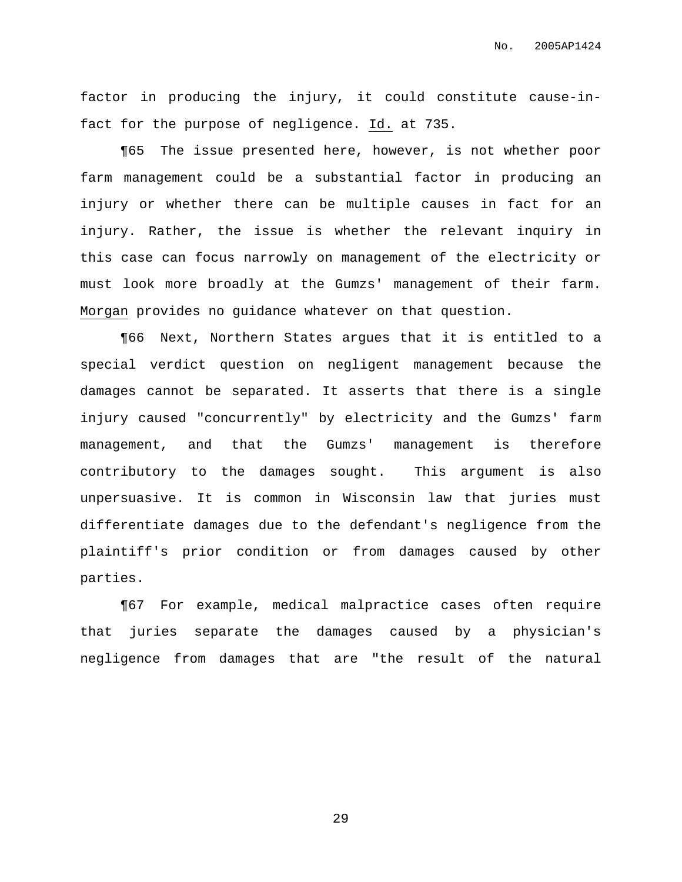factor in producing the injury, it could constitute cause-in-fact for the purpose of negligence. Id. at 735.

¶65 The issue presented here, however, is not whether poor farm management could be a substantial factor in producing an injury or whether there can be multiple causes in fact for an injury. Rather, the issue is whether the relevant inquiry in this case can focus narrowly on management of the electricity or must look more broadly at the Gumzs' management of their farm. Morgan provides no guidance whatever on that question.

¶66 Next, Northern States argues that it is entitled to a special verdict question on negligent management because the damages cannot be separated. It asserts that there is a single injury caused "concurrently" by electricity and the Gumzs' farm management, and that the Gumzs' management is therefore contributory to the damages sought. This argument is also unpersuasive. It is common in Wisconsin law that juries must differentiate damages due to the defendant's negligence from the plaintiff's prior condition or from damages caused by other parties.

¶67 For example, medical malpractice cases often require that juries separate the damages caused by a physician's negligence from damages that are "the result of the natural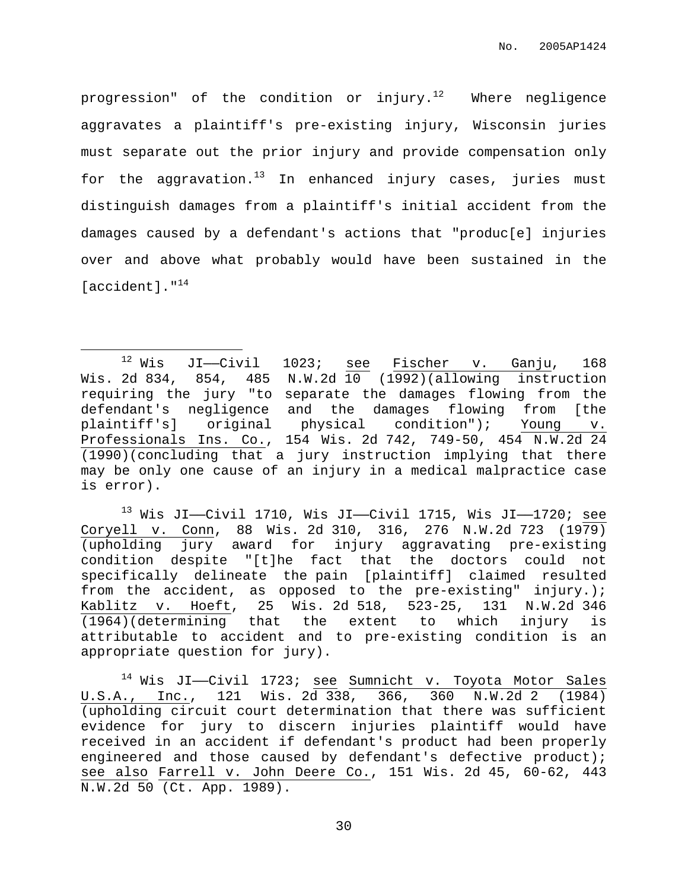progression" of the condition or injury.[12] Where negligence aggravates a plaintiff's pre-existing injury, Wisconsin juries must separate out the prior injury and provide compensation only for the aggravation.[13] In enhanced injury cases, juries must distinguish damages from a plaintiff's initial accident from the damages caused by a defendant's actions that "produc[e] injuries over and above what probably would have been sustained in the [accident]."[14]

---

[12] Wis JI——Civil 1023; see Fischer v. Ganju, 168 Wis. 2d 834, 854, 485 N.W.2d 10 (1992)(allowing instruction requiring the jury "to separate the damages flowing from the defendant's negligence and the damages flowing from [the plaintiff's] original physical condition"); Young v. Professionals Ins. Co., 154 Wis. 2d 742, 749-50, 454 N.W.2d 24 (1990)(concluding that a jury instruction implying that there may be only one cause of an injury in a medical malpractice case is error).

[13] Wis JI——Civil 1710, Wis JI——Civil 1715, Wis JI——1720; see Coryell v. Conn, 88 Wis. 2d 310, 316, 276 N.W.2d 723 (1979) (upholding jury award for injury aggravating pre-existing condition despite "[t]he fact that the doctors could not specifically delineate the pain [plaintiff] claimed resulted from the accident, as opposed to the pre-existing" injury.); Kablitz v. Hoeft, 25 Wis. 2d 518, 523-25, 131 N.W.2d 346 (1964)(determining that the extent to which injury is attributable to accident and to pre-existing condition is an appropriate question for jury).

[14] Wis JI——Civil 1723; see Sumnicht v. Toyota Motor Sales U.S.A., Inc., 121 Wis. 2d 338, 366, 360 N.W.2d 2 (1984) (upholding circuit court determination that there was sufficient evidence for jury to discern injuries plaintiff would have received in an accident if defendant's product had been properly engineered and those caused by defendant's defective product); see also Farrell v. John Deere Co., 151 Wis. 2d 45, 60-62, 443 N.W.2d 50 (Ct. App. 1989).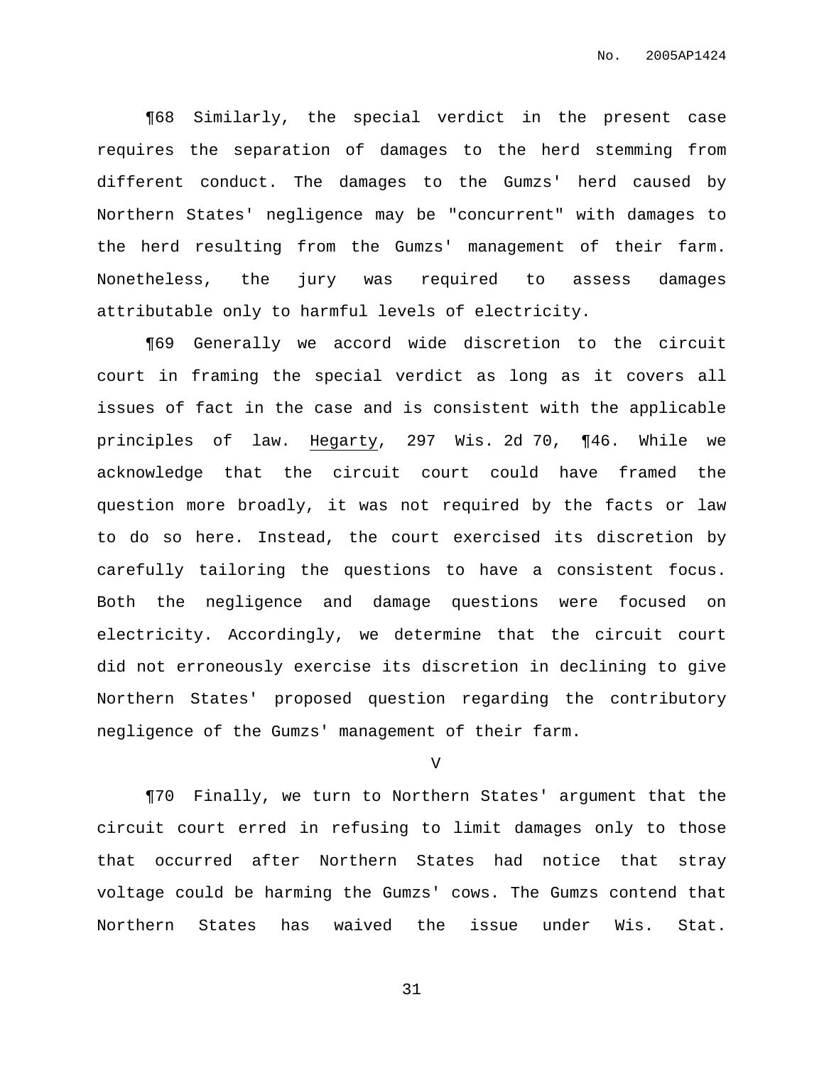¶68 Similarly, the special verdict in the present case requires the separation of damages to the herd stemming from different conduct. The damages to the Gumzs' herd caused by Northern States' negligence may be "concurrent" with damages to the herd resulting from the Gumzs' management of their farm. Nonetheless, the jury was required to assess damages attributable only to harmful levels of electricity.

¶69 Generally we accord wide discretion to the circuit court in framing the special verdict as long as it covers all issues of fact in the case and is consistent with the applicable principles of law. Hegarty, 297 Wis. 2d 70, ¶46. While we acknowledge that the circuit court could have framed the question more broadly, it was not required by the facts or law to do so here. Instead, the court exercised its discretion by carefully tailoring the questions to have a consistent focus. Both the negligence and damage questions were focused on electricity. Accordingly, we determine that the circuit court did not erroneously exercise its discretion in declining to give Northern States' proposed question regarding the contributory negligence of the Gumzs' management of their farm.

V

¶70 Finally, we turn to Northern States' argument that the circuit court erred in refusing to limit damages only to those that occurred after Northern States had notice that stray voltage could be harming the Gumzs' cows. The Gumzs contend that Northern States has waived the issue under Wis. Stat.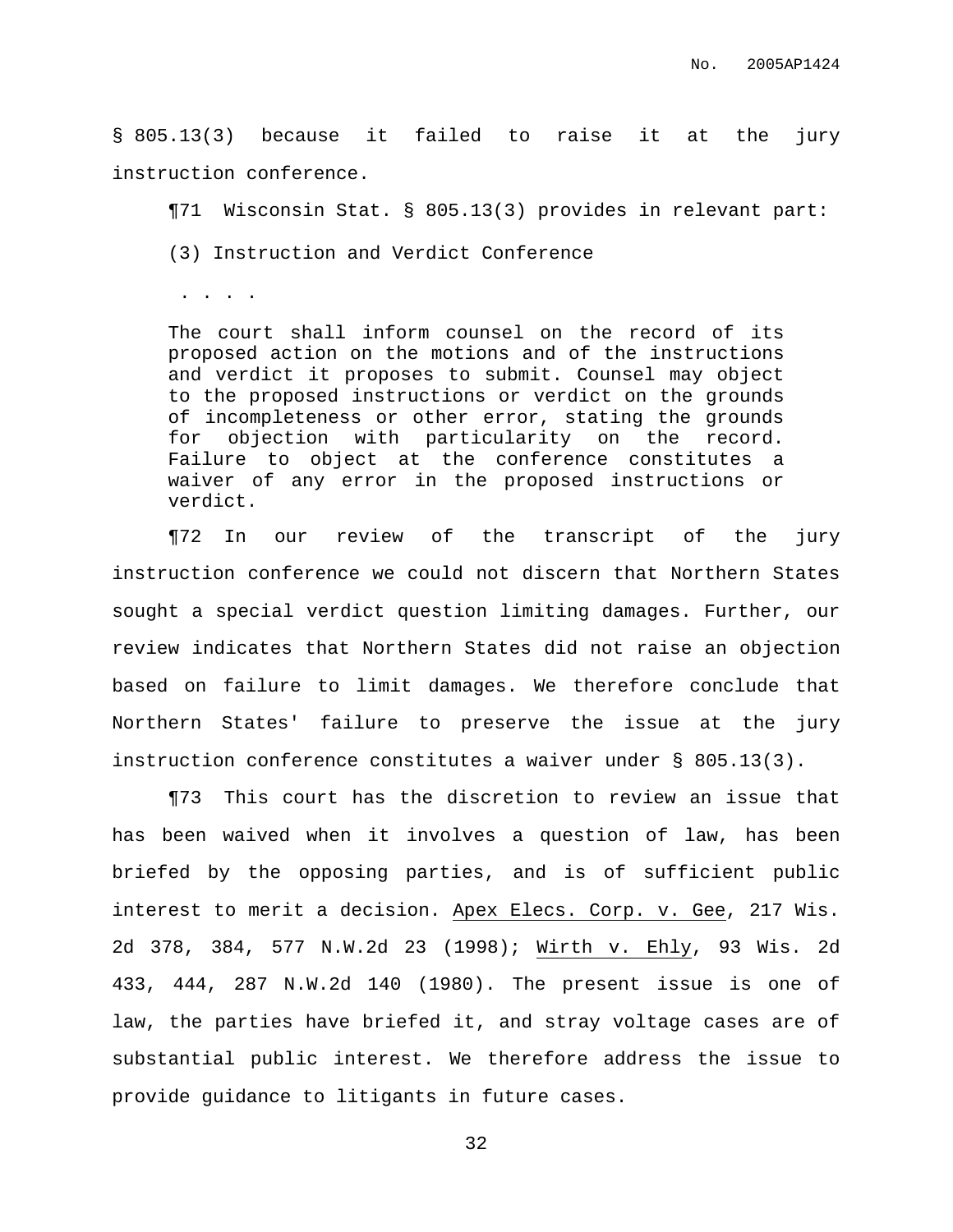§ 805.13(3) because it failed to raise it at the jury instruction conference.

¶71 Wisconsin Stat. § 805.13(3) provides in relevant part:

> (3) Instruction and Verdict Conference
>
> . . . .
>
> The court shall inform counsel on the record of its proposed action on the motions and of the instructions and verdict it proposes to submit. Counsel may object to the proposed instructions or verdict on the grounds of incompleteness or other error, stating the grounds for objection with particularity on the record. Failure to object at the conference constitutes a waiver of any error in the proposed instructions or verdict.

¶72 In our review of the transcript of the jury instruction conference we could not discern that Northern States sought a special verdict question limiting damages. Further, our review indicates that Northern States did not raise an objection based on failure to limit damages. We therefore conclude that Northern States' failure to preserve the issue at the jury instruction conference constitutes a waiver under § 805.13(3).

¶73 This court has the discretion to review an issue that has been waived when it involves a question of law, has been briefed by the opposing parties, and is of sufficient public interest to merit a decision. Apex Elecs. Corp. v. Gee, 217 Wis. 2d 378, 384, 577 N.W.2d 23 (1998); Wirth v. Ehly, 93 Wis. 2d 433, 444, 287 N.W.2d 140 (1980). The present issue is one of law, the parties have briefed it, and stray voltage cases are of substantial public interest. We therefore address the issue to provide guidance to litigants in future cases.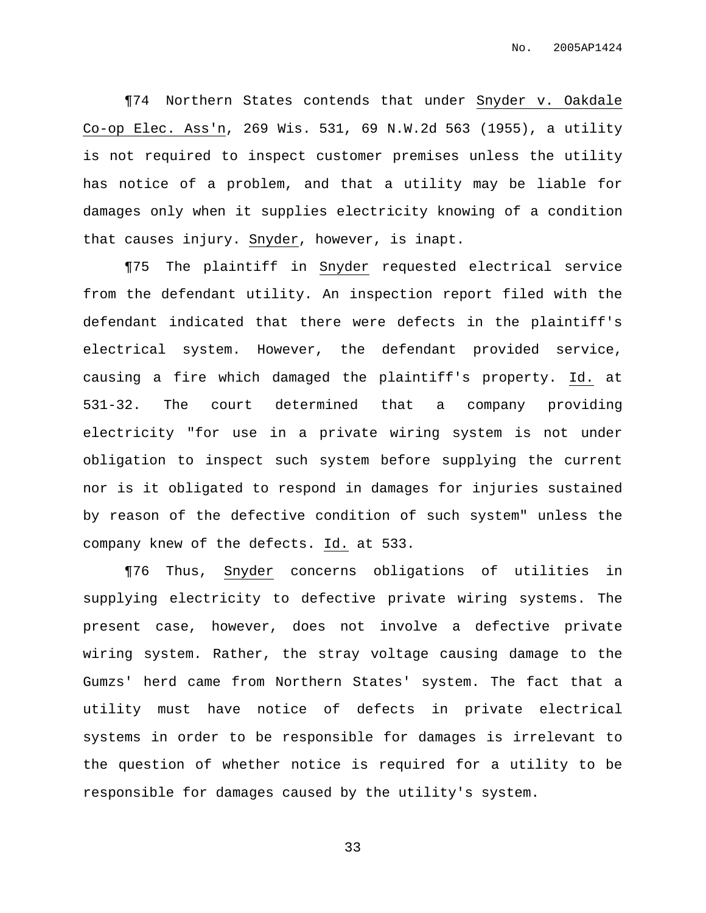¶74 Northern States contends that under Snyder v. Oakdale Co-op Elec. Ass'n, 269 Wis. 531, 69 N.W.2d 563 (1955), a utility is not required to inspect customer premises unless the utility has notice of a problem, and that a utility may be liable for damages only when it supplies electricity knowing of a condition that causes injury. Snyder, however, is inapt.

¶75 The plaintiff in Snyder requested electrical service from the defendant utility. An inspection report filed with the defendant indicated that there were defects in the plaintiff's electrical system. However, the defendant provided service, causing a fire which damaged the plaintiff's property. Id. at 531-32. The court determined that a company providing electricity "for use in a private wiring system is not under obligation to inspect such system before supplying the current nor is it obligated to respond in damages for injuries sustained by reason of the defective condition of such system" unless the company knew of the defects. Id. at 533.

¶76 Thus, Snyder concerns obligations of utilities in supplying electricity to defective private wiring systems. The present case, however, does not involve a defective private wiring system. Rather, the stray voltage causing damage to the Gumzs' herd came from Northern States' system. The fact that a utility must have notice of defects in private electrical systems in order to be responsible for damages is irrelevant to the question of whether notice is required for a utility to be responsible for damages caused by the utility's system.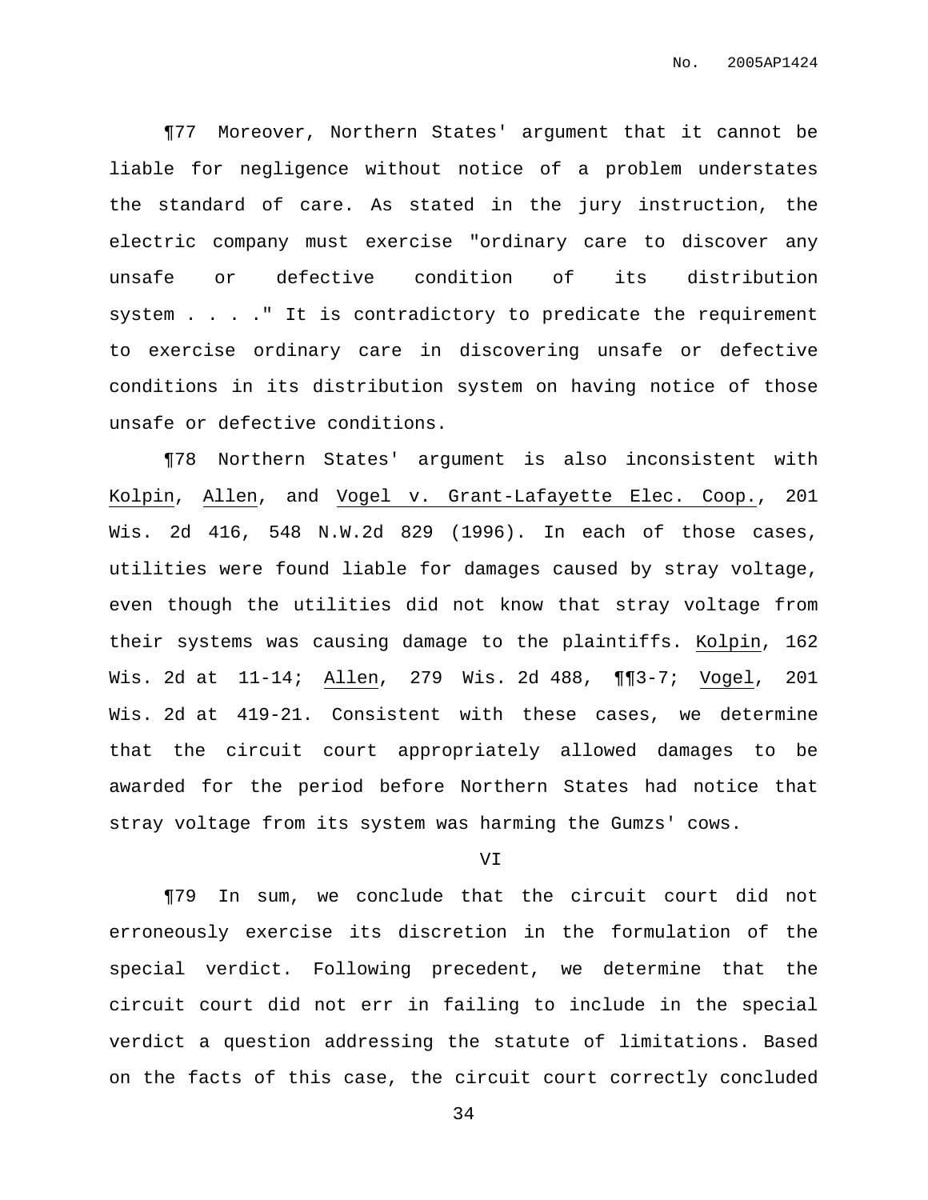¶77 Moreover, Northern States' argument that it cannot be liable for negligence without notice of a problem understates the standard of care. As stated in the jury instruction, the electric company must exercise "ordinary care to discover any unsafe or defective condition of its distribution system . . . ." It is contradictory to predicate the requirement to exercise ordinary care in discovering unsafe or defective conditions in its distribution system on having notice of those unsafe or defective conditions.

¶78 Northern States' argument is also inconsistent with Kolpin, Allen, and Vogel v. Grant-Lafayette Elec. Coop., 201 Wis. 2d 416, 548 N.W.2d 829 (1996). In each of those cases, utilities were found liable for damages caused by stray voltage, even though the utilities did not know that stray voltage from their systems was causing damage to the plaintiffs. Kolpin, 162 Wis. 2d at 11-14; Allen, 279 Wis. 2d 488, ¶¶3-7; Vogel, 201 Wis. 2d at 419-21. Consistent with these cases, we determine that the circuit court appropriately allowed damages to be awarded for the period before Northern States had notice that stray voltage from its system was harming the Gumzs' cows.

VI

¶79 In sum, we conclude that the circuit court did not erroneously exercise its discretion in the formulation of the special verdict. Following precedent, we determine that the circuit court did not err in failing to include in the special verdict a question addressing the statute of limitations. Based on the facts of this case, the circuit court correctly concluded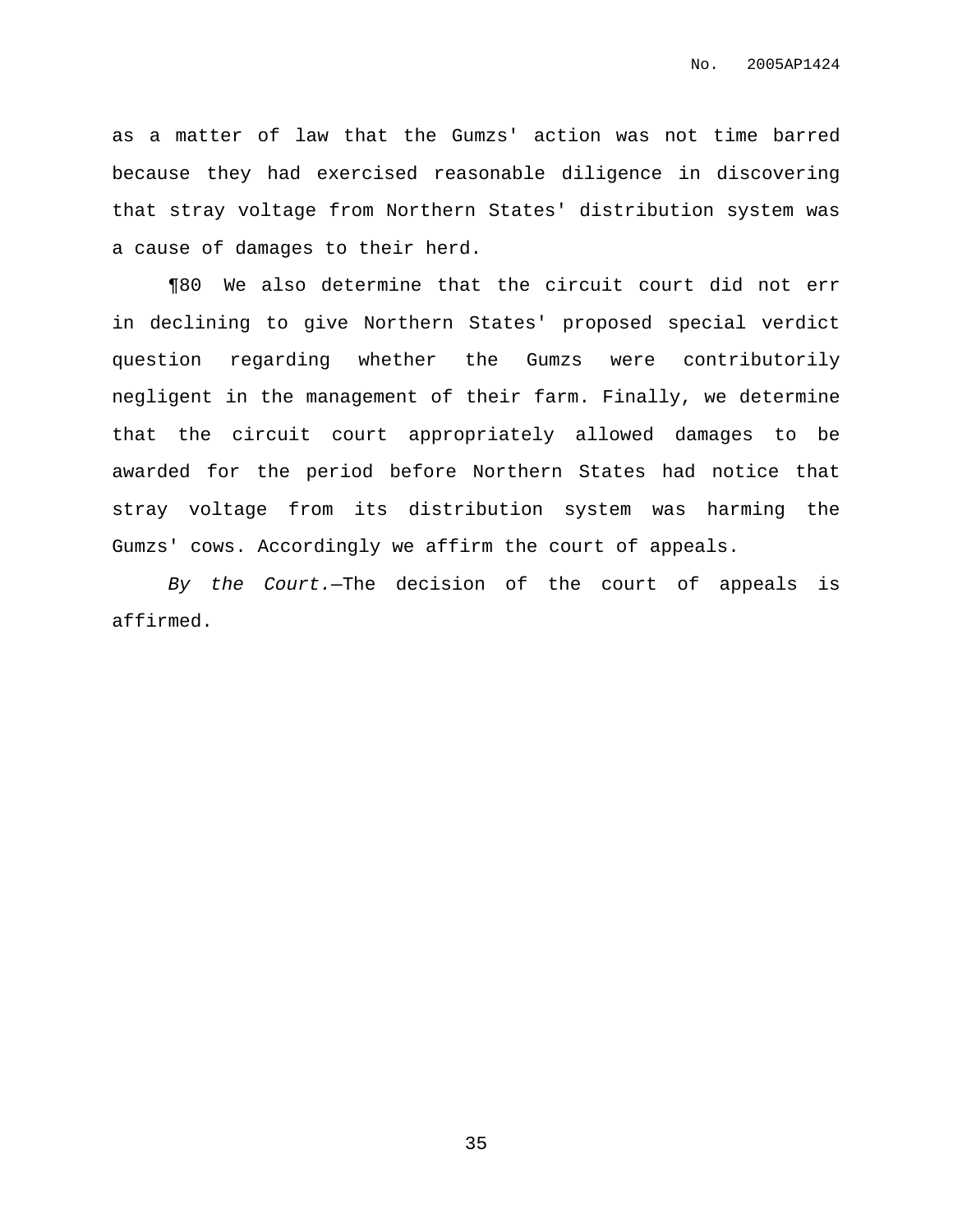as a matter of law that the Gumzs' action was not time barred because they had exercised reasonable diligence in discovering that stray voltage from Northern States' distribution system was a cause of damages to their herd.

¶80 We also determine that the circuit court did not err in declining to give Northern States' proposed special verdict question regarding whether the Gumzs were contributorily negligent in the management of their farm. Finally, we determine that the circuit court appropriately allowed damages to be awarded for the period before Northern States had notice that stray voltage from its distribution system was harming the Gumzs' cows. Accordingly we affirm the court of appeals.

*By the Court.*—The decision of the court of appeals is affirmed.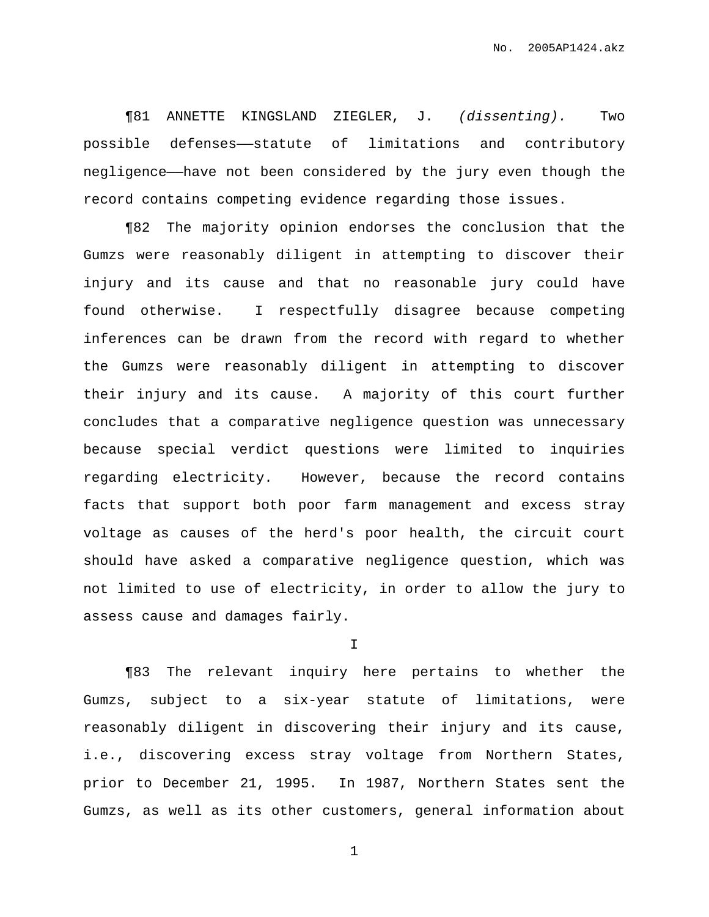¶81 ANNETTE KINGSLAND ZIEGLER, J. *(dissenting).* Two possible defenses——statute of limitations and contributory negligence——have not been considered by the jury even though the record contains competing evidence regarding those issues.

¶82 The majority opinion endorses the conclusion that the Gumzs were reasonably diligent in attempting to discover their injury and its cause and that no reasonable jury could have found otherwise. I respectfully disagree because competing inferences can be drawn from the record with regard to whether the Gumzs were reasonably diligent in attempting to discover their injury and its cause. A majority of this court further concludes that a comparative negligence question was unnecessary because special verdict questions were limited to inquiries regarding electricity. However, because the record contains facts that support both poor farm management and excess stray voltage as causes of the herd's poor health, the circuit court should have asked a comparative negligence question, which was not limited to use of electricity, in order to allow the jury to assess cause and damages fairly.

I

¶83 The relevant inquiry here pertains to whether the Gumzs, subject to a six-year statute of limitations, were reasonably diligent in discovering their injury and its cause, i.e., discovering excess stray voltage from Northern States, prior to December 21, 1995. In 1987, Northern States sent the Gumzs, as well as its other customers, general information about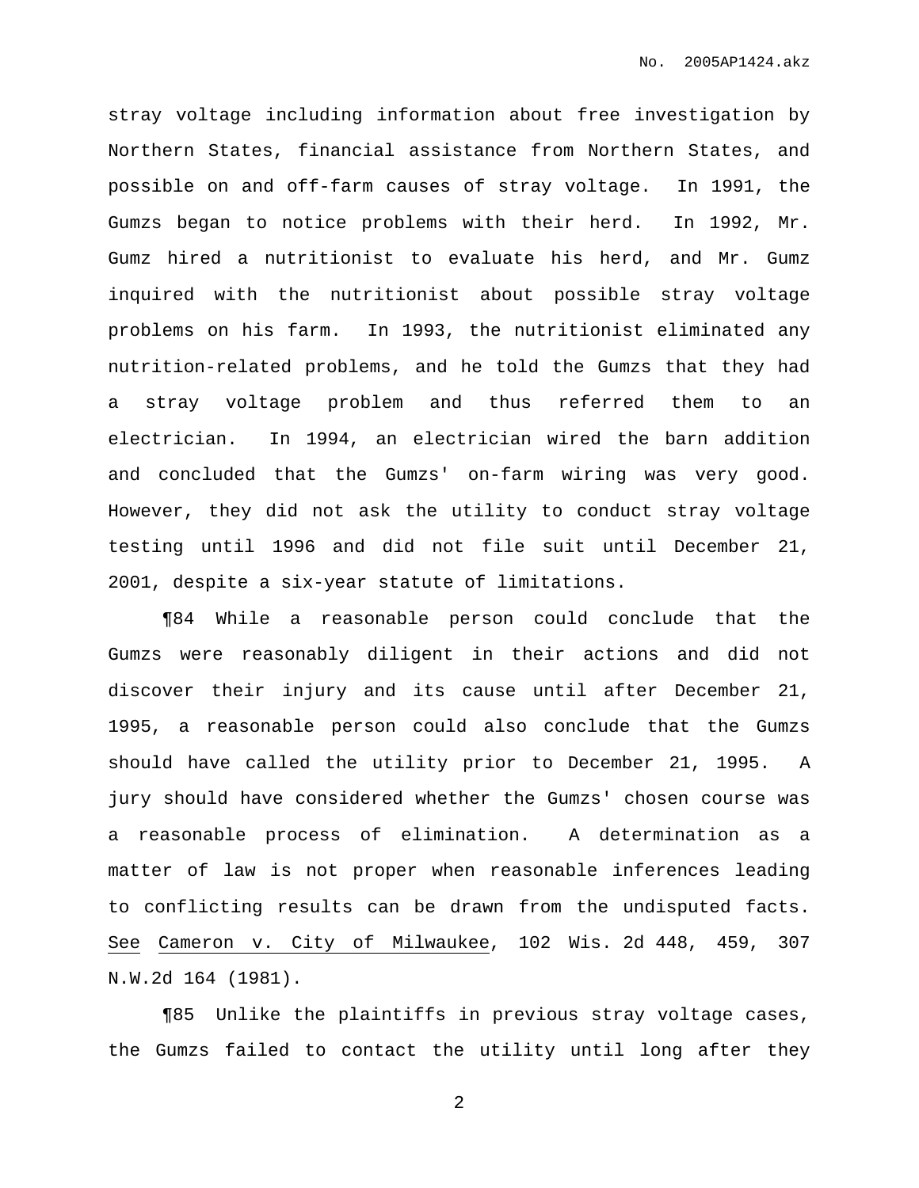stray voltage including information about free investigation by Northern States, financial assistance from Northern States, and possible on and off-farm causes of stray voltage. In 1991, the Gumzs began to notice problems with their herd. In 1992, Mr. Gumz hired a nutritionist to evaluate his herd, and Mr. Gumz inquired with the nutritionist about possible stray voltage problems on his farm. In 1993, the nutritionist eliminated any nutrition-related problems, and he told the Gumzs that they had a stray voltage problem and thus referred them to an electrician. In 1994, an electrician wired the barn addition and concluded that the Gumzs' on-farm wiring was very good. However, they did not ask the utility to conduct stray voltage testing until 1996 and did not file suit until December 21, 2001, despite a six-year statute of limitations.

¶84 While a reasonable person could conclude that the Gumzs were reasonably diligent in their actions and did not discover their injury and its cause until after December 21, 1995, a reasonable person could also conclude that the Gumzs should have called the utility prior to December 21, 1995. A jury should have considered whether the Gumzs' chosen course was a reasonable process of elimination. A determination as a matter of law is not proper when reasonable inferences leading to conflicting results can be drawn from the undisputed facts. See Cameron v. City of Milwaukee, 102 Wis. 2d 448, 459, 307 N.W.2d 164 (1981).

¶85 Unlike the plaintiffs in previous stray voltage cases, the Gumzs failed to contact the utility until long after they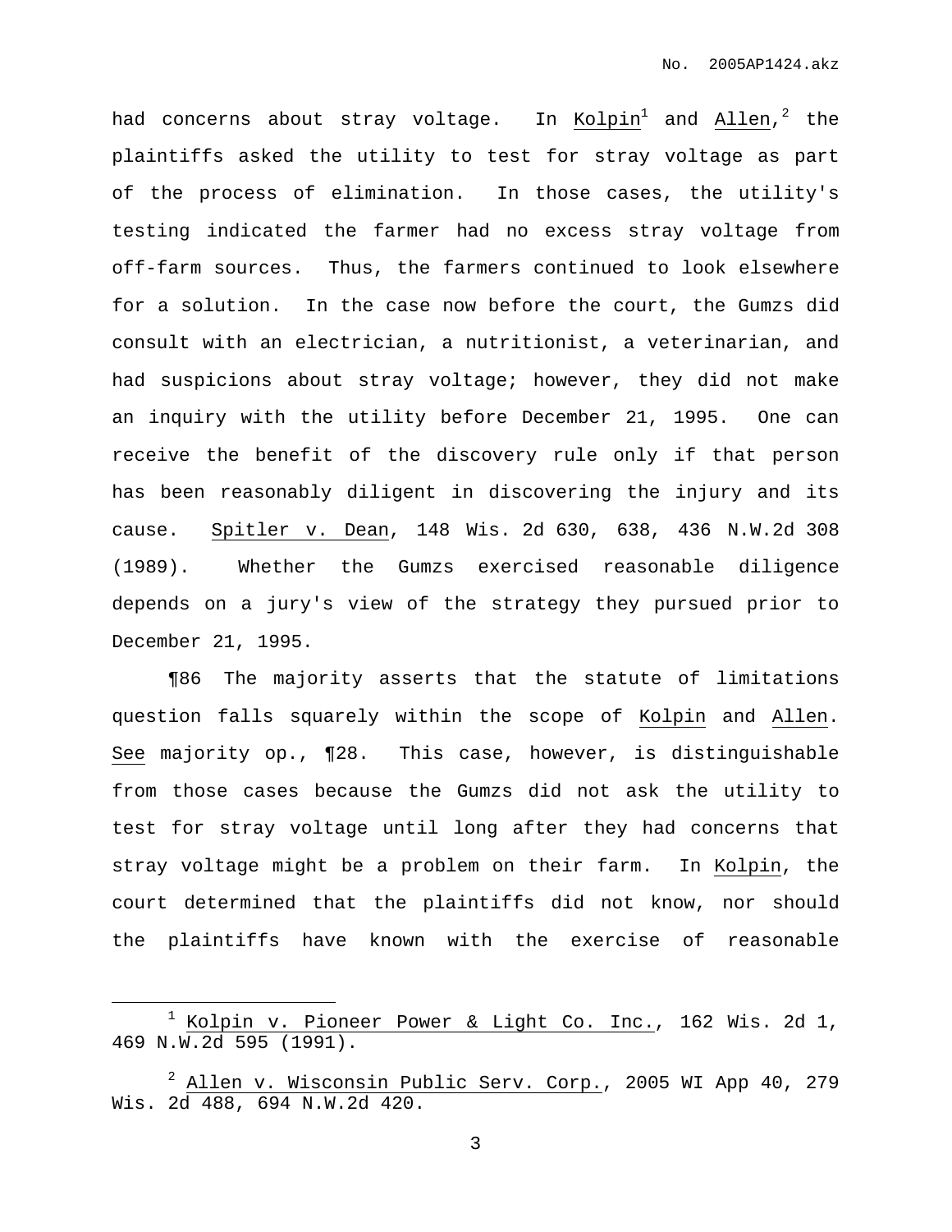had concerns about stray voltage. In Kolpin[1] and Allen,[2] the plaintiffs asked the utility to test for stray voltage as part of the process of elimination. In those cases, the utility's testing indicated the farmer had no excess stray voltage from off-farm sources. Thus, the farmers continued to look elsewhere for a solution. In the case now before the court, the Gumzs did consult with an electrician, a nutritionist, a veterinarian, and had suspicions about stray voltage; however, they did not make an inquiry with the utility before December 21, 1995. One can receive the benefit of the discovery rule only if that person has been reasonably diligent in discovering the injury and its cause. Spitler v. Dean, 148 Wis. 2d 630, 638, 436 N.W.2d 308 (1989). Whether the Gumzs exercised reasonable diligence depends on a jury's view of the strategy they pursued prior to December 21, 1995.

¶86 The majority asserts that the statute of limitations question falls squarely within the scope of Kolpin and Allen. See majority op., ¶28. This case, however, is distinguishable from those cases because the Gumzs did not ask the utility to test for stray voltage until long after they had concerns that stray voltage might be a problem on their farm. In Kolpin, the court determined that the plaintiffs did not know, nor should the plaintiffs have known with the exercise of reasonable

---

[1] Kolpin v. Pioneer Power & Light Co. Inc., 162 Wis. 2d 1, 469 N.W.2d 595 (1991).

[2] Allen v. Wisconsin Public Serv. Corp., 2005 WI App 40, 279 Wis. 2d 488, 694 N.W.2d 420.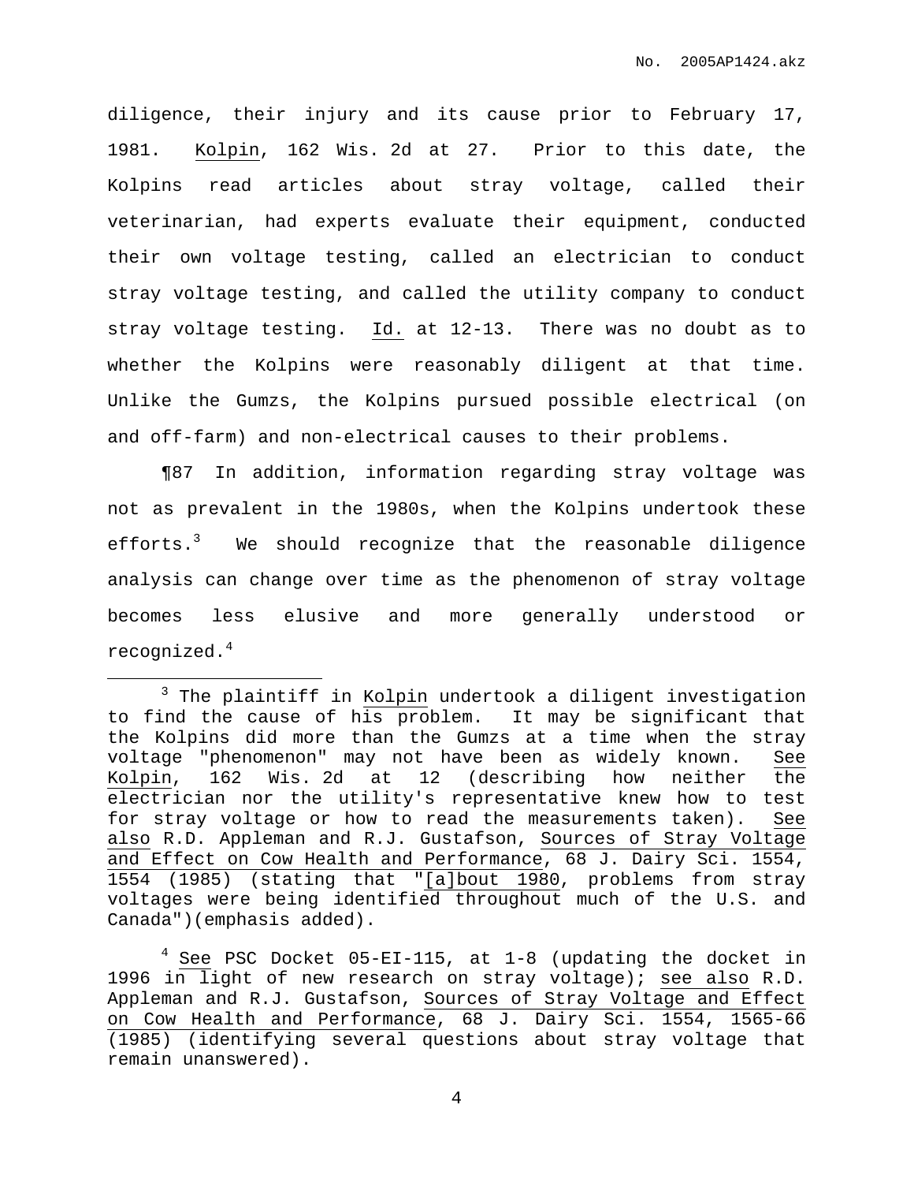diligence, their injury and its cause prior to February 17, 1981. Kolpin, 162 Wis. 2d at 27. Prior to this date, the Kolpins read articles about stray voltage, called their veterinarian, had experts evaluate their equipment, conducted their own voltage testing, called an electrician to conduct stray voltage testing, and called the utility company to conduct stray voltage testing. Id. at 12-13. There was no doubt as to whether the Kolpins were reasonably diligent at that time. Unlike the Gumzs, the Kolpins pursued possible electrical (on and off-farm) and non-electrical causes to their problems.

¶87 In addition, information regarding stray voltage was not as prevalent in the 1980s, when the Kolpins undertook these efforts.[3] We should recognize that the reasonable diligence analysis can change over time as the phenomenon of stray voltage becomes less elusive and more generally understood or recognized.[4]

---

[3] The plaintiff in Kolpin undertook a diligent investigation to find the cause of his problem. It may be significant that the Kolpins did more than the Gumzs at a time when the stray voltage "phenomenon" may not have been as widely known. See Kolpin, 162 Wis. 2d at 12 (describing how neither the electrician nor the utility's representative knew how to test for stray voltage or how to read the measurements taken). See also R.D. Appleman and R.J. Gustafson, Sources of Stray Voltage and Effect on Cow Health and Performance, 68 J. Dairy Sci. 1554, 1554 (1985) (stating that "[a]bout 1980, problems from stray voltages were being identified throughout much of the U.S. and Canada")(emphasis added).

[4] See PSC Docket 05-EI-115, at 1-8 (updating the docket in 1996 in light of new research on stray voltage); see also R.D. Appleman and R.J. Gustafson, Sources of Stray Voltage and Effect on Cow Health and Performance, 68 J. Dairy Sci. 1554, 1565-66 (1985) (identifying several questions about stray voltage that remain unanswered).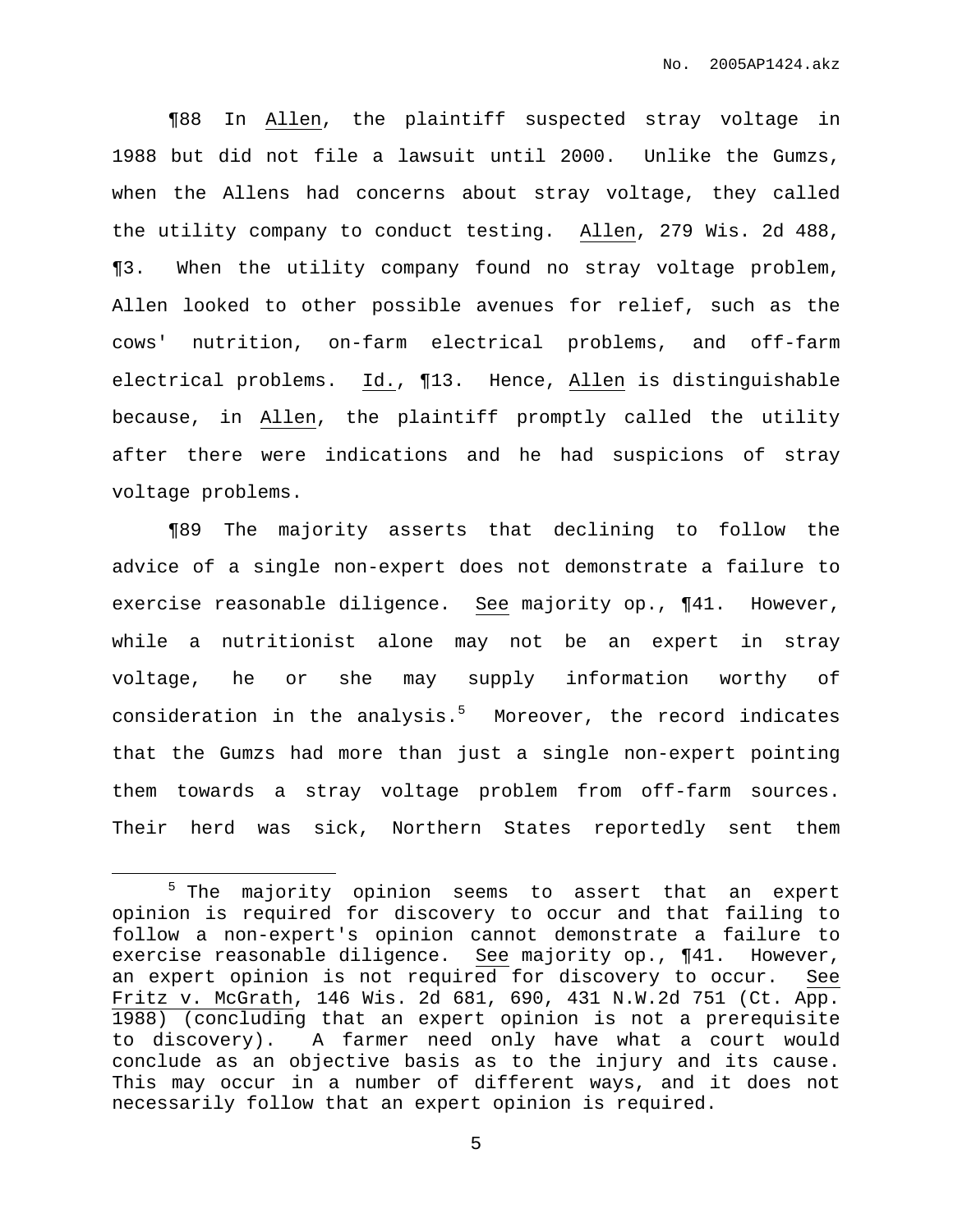¶88 In Allen, the plaintiff suspected stray voltage in 1988 but did not file a lawsuit until 2000. Unlike the Gumzs, when the Allens had concerns about stray voltage, they called the utility company to conduct testing. Allen, 279 Wis. 2d 488, ¶3. When the utility company found no stray voltage problem, Allen looked to other possible avenues for relief, such as the cows' nutrition, on-farm electrical problems, and off-farm electrical problems. Id., ¶13. Hence, Allen is distinguishable because, in Allen, the plaintiff promptly called the utility after there were indications and he had suspicions of stray voltage problems.

¶89 The majority asserts that declining to follow the advice of a single non-expert does not demonstrate a failure to exercise reasonable diligence. See majority op., ¶41. However, while a nutritionist alone may not be an expert in stray voltage, he or she may supply information worthy of consideration in the analysis.[5] Moreover, the record indicates that the Gumzs had more than just a single non-expert pointing them towards a stray voltage problem from off-farm sources. Their herd was sick, Northern States reportedly sent them

---

[5] The majority opinion seems to assert that an expert opinion is required for discovery to occur and that failing to follow a non-expert's opinion cannot demonstrate a failure to exercise reasonable diligence. See majority op., ¶41. However, an expert opinion is not required for discovery to occur. See Fritz v. McGrath, 146 Wis. 2d 681, 690, 431 N.W.2d 751 (Ct. App. 1988) (concluding that an expert opinion is not a prerequisite to discovery). A farmer need only have what a court would conclude as an objective basis as to the injury and its cause. This may occur in a number of different ways, and it does not necessarily follow that an expert opinion is required.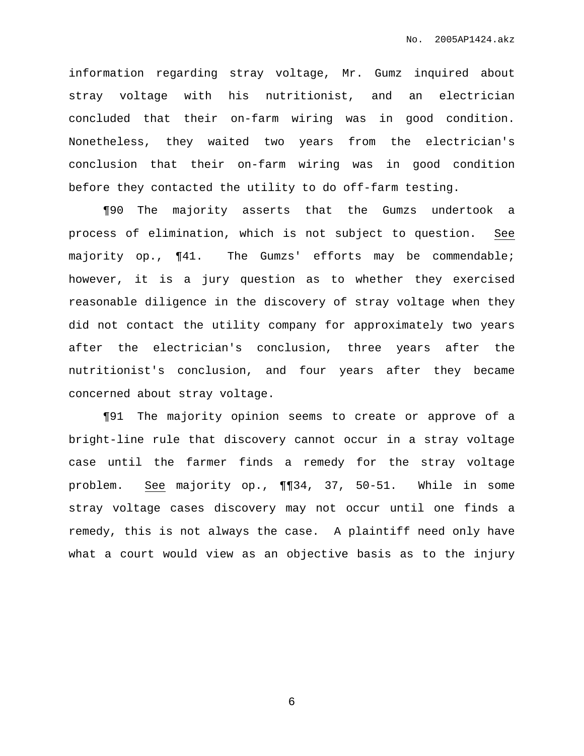information regarding stray voltage, Mr. Gumz inquired about stray voltage with his nutritionist, and an electrician concluded that their on-farm wiring was in good condition. Nonetheless, they waited two years from the electrician's conclusion that their on-farm wiring was in good condition before they contacted the utility to do off-farm testing.

¶90 The majority asserts that the Gumzs undertook a process of elimination, which is not subject to question. See majority op., ¶41. The Gumzs' efforts may be commendable; however, it is a jury question as to whether they exercised reasonable diligence in the discovery of stray voltage when they did not contact the utility company for approximately two years after the electrician's conclusion, three years after the nutritionist's conclusion, and four years after they became concerned about stray voltage.

¶91 The majority opinion seems to create or approve of a bright-line rule that discovery cannot occur in a stray voltage case until the farmer finds a remedy for the stray voltage problem. See majority op., ¶¶34, 37, 50-51. While in some stray voltage cases discovery may not occur until one finds a remedy, this is not always the case. A plaintiff need only have what a court would view as an objective basis as to the injury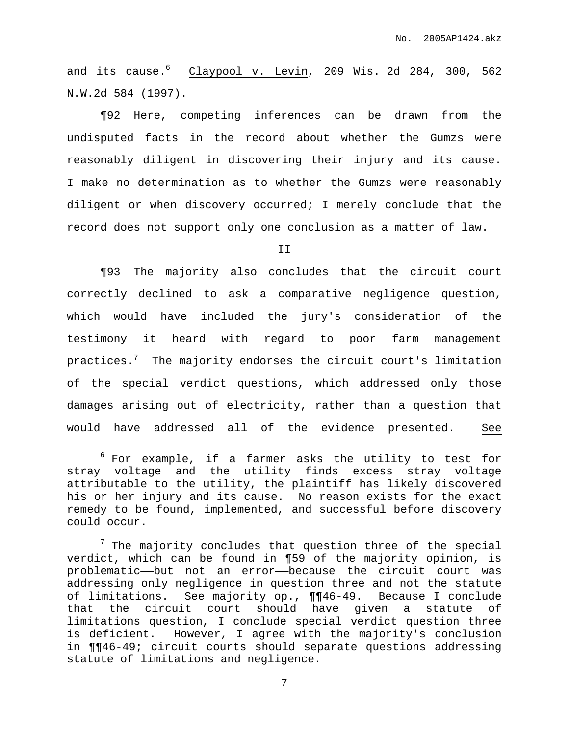and its cause.[6] Claypool v. Levin, 209 Wis. 2d 284, 300, 562 N.W.2d 584 (1997).

¶92 Here, competing inferences can be drawn from the undisputed facts in the record about whether the Gumzs were reasonably diligent in discovering their injury and its cause. I make no determination as to whether the Gumzs were reasonably diligent or when discovery occurred; I merely conclude that the record does not support only one conclusion as a matter of law.

II

¶93 The majority also concludes that the circuit court correctly declined to ask a comparative negligence question, which would have included the jury's consideration of the testimony it heard with regard to poor farm management practices.[7] The majority endorses the circuit court's limitation of the special verdict questions, which addressed only those damages arising out of electricity, rather than a question that would have addressed all of the evidence presented. See

---

[6] For example, if a farmer asks the utility to test for stray voltage and the utility finds excess stray voltage attributable to the utility, the plaintiff has likely discovered his or her injury and its cause. No reason exists for the exact remedy to be found, implemented, and successful before discovery could occur.

[7] The majority concludes that question three of the special verdict, which can be found in ¶59 of the majority opinion, is problematic——but not an error——because the circuit court was addressing only negligence in question three and not the statute of limitations. See majority op., ¶¶46-49. Because I conclude that the circuit court should have given a statute of limitations question, I conclude special verdict question three is deficient. However, I agree with the majority's conclusion in ¶¶46-49; circuit courts should separate questions addressing statute of limitations and negligence.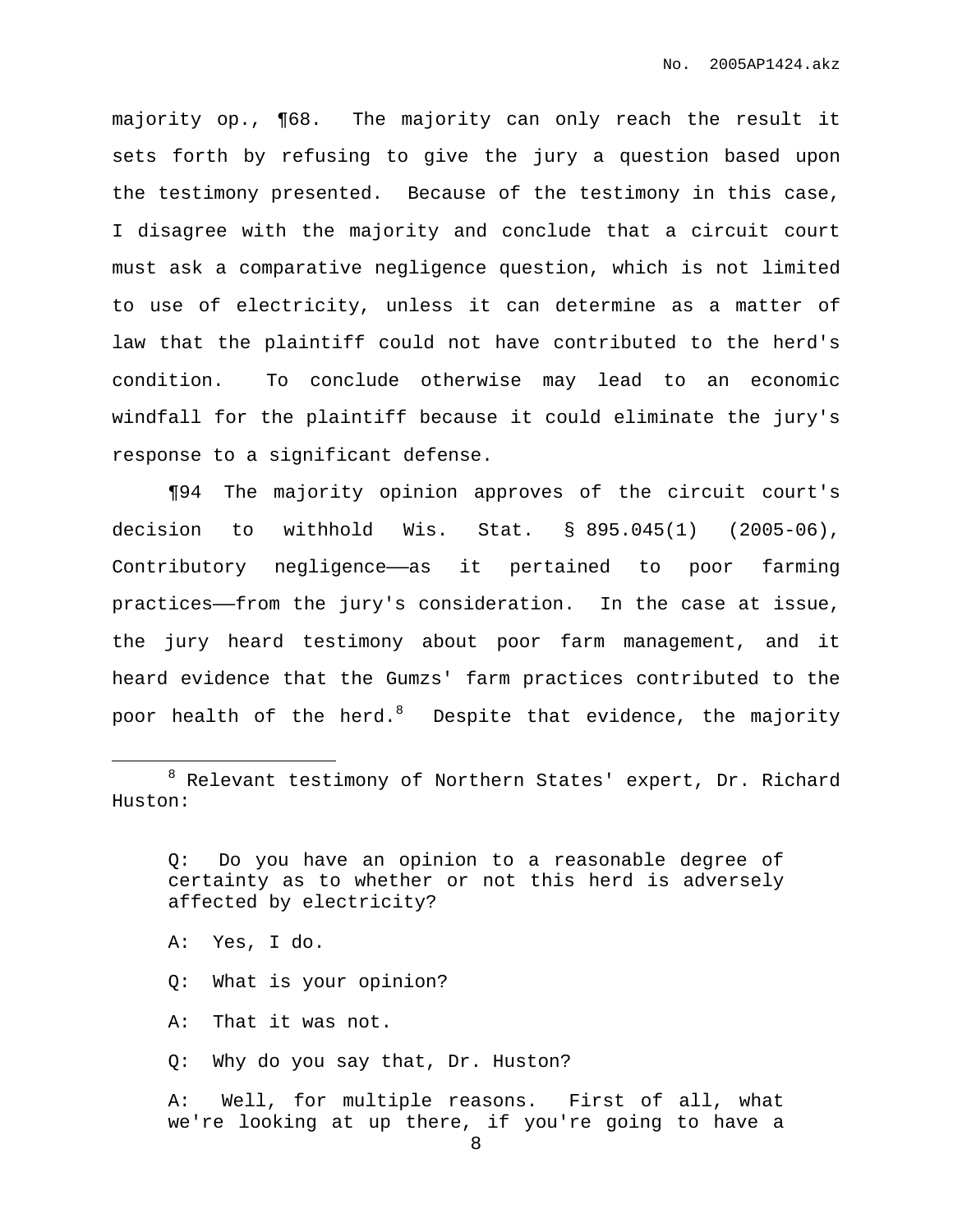majority op., ¶68. The majority can only reach the result it sets forth by refusing to give the jury a question based upon the testimony presented. Because of the testimony in this case, I disagree with the majority and conclude that a circuit court must ask a comparative negligence question, which is not limited to use of electricity, unless it can determine as a matter of law that the plaintiff could not have contributed to the herd's condition. To conclude otherwise may lead to an economic windfall for the plaintiff because it could eliminate the jury's response to a significant defense.

¶94 The majority opinion approves of the circuit court's decision to withhold Wis. Stat. § 895.045(1) (2005-06), Contributory negligence——as it pertained to poor farming practices——from the jury's consideration. In the case at issue, the jury heard testimony about poor farm management, and it heard evidence that the Gumzs' farm practices contributed to the poor health of the herd.[8] Despite that evidence, the majority

---

[8] Relevant testimony of Northern States' expert, Dr. Richard Huston:

> Q: Do you have an opinion to a reasonable degree of certainty as to whether or not this herd is adversely affected by electricity?
>
> A: Yes, I do.
>
> Q: What is your opinion?
>
> A: That it was not.
>
> Q: Why do you say that, Dr. Huston?
>
> A: Well, for multiple reasons. First of all, what we're looking at up there, if you're going to have a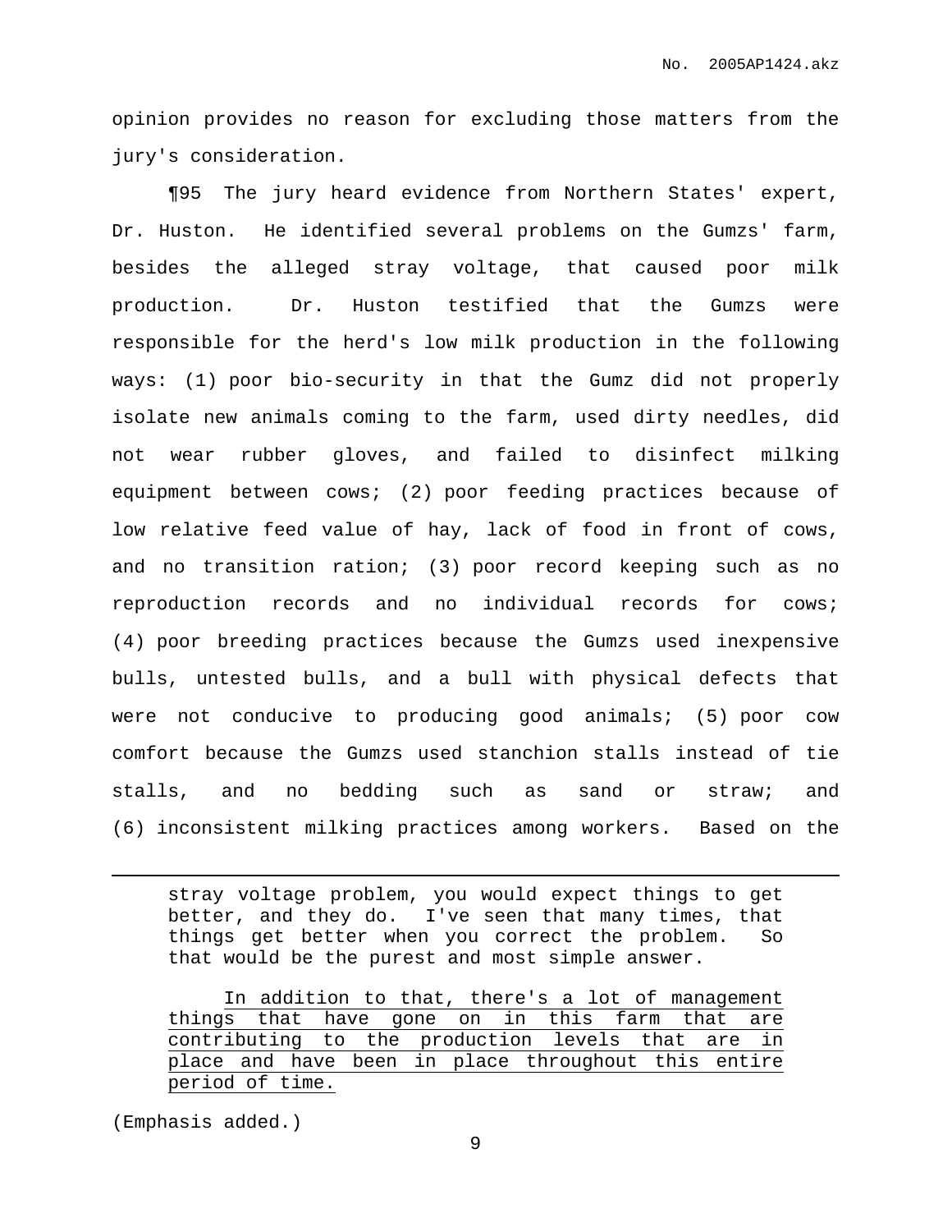opinion provides no reason for excluding those matters from the jury's consideration.

¶95 The jury heard evidence from Northern States' expert, Dr. Huston. He identified several problems on the Gumzs' farm, besides the alleged stray voltage, that caused poor milk production. Dr. Huston testified that the Gumzs were responsible for the herd's low milk production in the following ways: (1) poor bio-security in that the Gumz did not properly isolate new animals coming to the farm, used dirty needles, did not wear rubber gloves, and failed to disinfect milking equipment between cows; (2) poor feeding practices because of low relative feed value of hay, lack of food in front of cows, and no transition ration; (3) poor record keeping such as no reproduction records and no individual records for cows; (4) poor breeding practices because the Gumzs used inexpensive bulls, untested bulls, and a bull with physical defects that were not conducive to producing good animals; (5) poor cow comfort because the Gumzs used stanchion stalls instead of tie stalls, and no bedding such as sand or straw; and (6) inconsistent milking practices among workers. Based on the

---

> stray voltage problem, you would expect things to get better, and they do. I've seen that many times, that things get better when you correct the problem. So that would be the purest and most simple answer.
>
> <u>In addition to that, there's a lot of management things that have gone on in this farm that are contributing to the production levels that are in place and have been in place throughout this entire period of time.</u>

(Emphasis added.)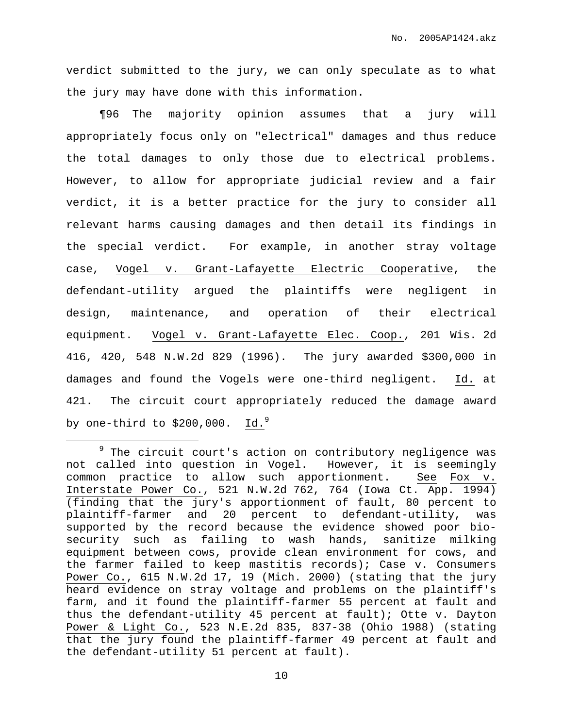verdict submitted to the jury, we can only speculate as to what the jury may have done with this information.

¶96 The majority opinion assumes that a jury will appropriately focus only on "electrical" damages and thus reduce the total damages to only those due to electrical problems. However, to allow for appropriate judicial review and a fair verdict, it is a better practice for the jury to consider all relevant harms causing damages and then detail its findings in the special verdict. For example, in another stray voltage case, Vogel v. Grant-Lafayette Electric Cooperative, the defendant-utility argued the plaintiffs were negligent in design, maintenance, and operation of their electrical equipment. Vogel v. Grant-Lafayette Elec. Coop., 201 Wis. 2d 416, 420, 548 N.W.2d 829 (1996). The jury awarded $300,000 in damages and found the Vogels were one-third negligent. Id. at 421. The circuit court appropriately reduced the damage award by one-third to $200,000. Id.[9]

---

[9] The circuit court's action on contributory negligence was not called into question in Vogel. However, it is seemingly common practice to allow such apportionment. See Fox v. Interstate Power Co., 521 N.W.2d 762, 764 (Iowa Ct. App. 1994) (finding that the jury's apportionment of fault, 80 percent to plaintiff-farmer and 20 percent to defendant-utility, was supported by the record because the evidence showed poor bio-security such as failing to wash hands, sanitize milking equipment between cows, provide clean environment for cows, and the farmer failed to keep mastitis records); Case v. Consumers Power Co., 615 N.W.2d 17, 19 (Mich. 2000) (stating that the jury heard evidence on stray voltage and problems on the plaintiff's farm, and it found the plaintiff-farmer 55 percent at fault and thus the defendant-utility 45 percent at fault); Otte v. Dayton Power & Light Co., 523 N.E.2d 835, 837-38 (Ohio 1988) (stating that the jury found the plaintiff-farmer 49 percent at fault and the defendant-utility 51 percent at fault).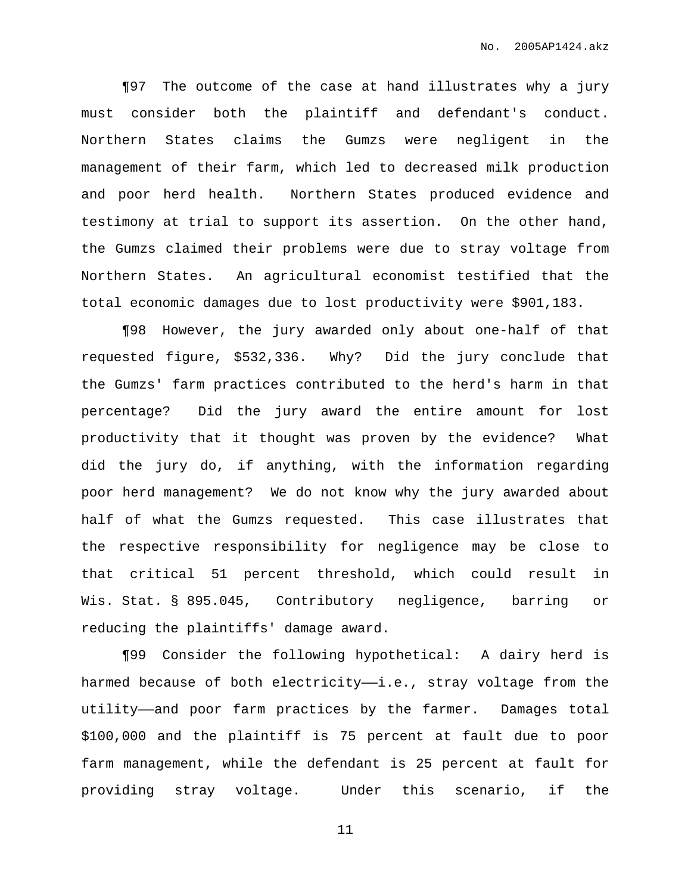¶97 The outcome of the case at hand illustrates why a jury must consider both the plaintiff and defendant's conduct. Northern States claims the Gumzs were negligent in the management of their farm, which led to decreased milk production and poor herd health. Northern States produced evidence and testimony at trial to support its assertion. On the other hand, the Gumzs claimed their problems were due to stray voltage from Northern States. An agricultural economist testified that the total economic damages due to lost productivity were $901,183.

¶98 However, the jury awarded only about one-half of that requested figure, $532,336. Why? Did the jury conclude that the Gumzs' farm practices contributed to the herd's harm in that percentage? Did the jury award the entire amount for lost productivity that it thought was proven by the evidence? What did the jury do, if anything, with the information regarding poor herd management? We do not know why the jury awarded about half of what the Gumzs requested. This case illustrates that the respective responsibility for negligence may be close to that critical 51 percent threshold, which could result in Wis. Stat. § 895.045, Contributory negligence, barring or reducing the plaintiffs' damage award.

¶99 Consider the following hypothetical: A dairy herd is harmed because of both electricity——i.e., stray voltage from the utility——and poor farm practices by the farmer. Damages total $100,000 and the plaintiff is 75 percent at fault due to poor farm management, while the defendant is 25 percent at fault for providing stray voltage. Under this scenario, if the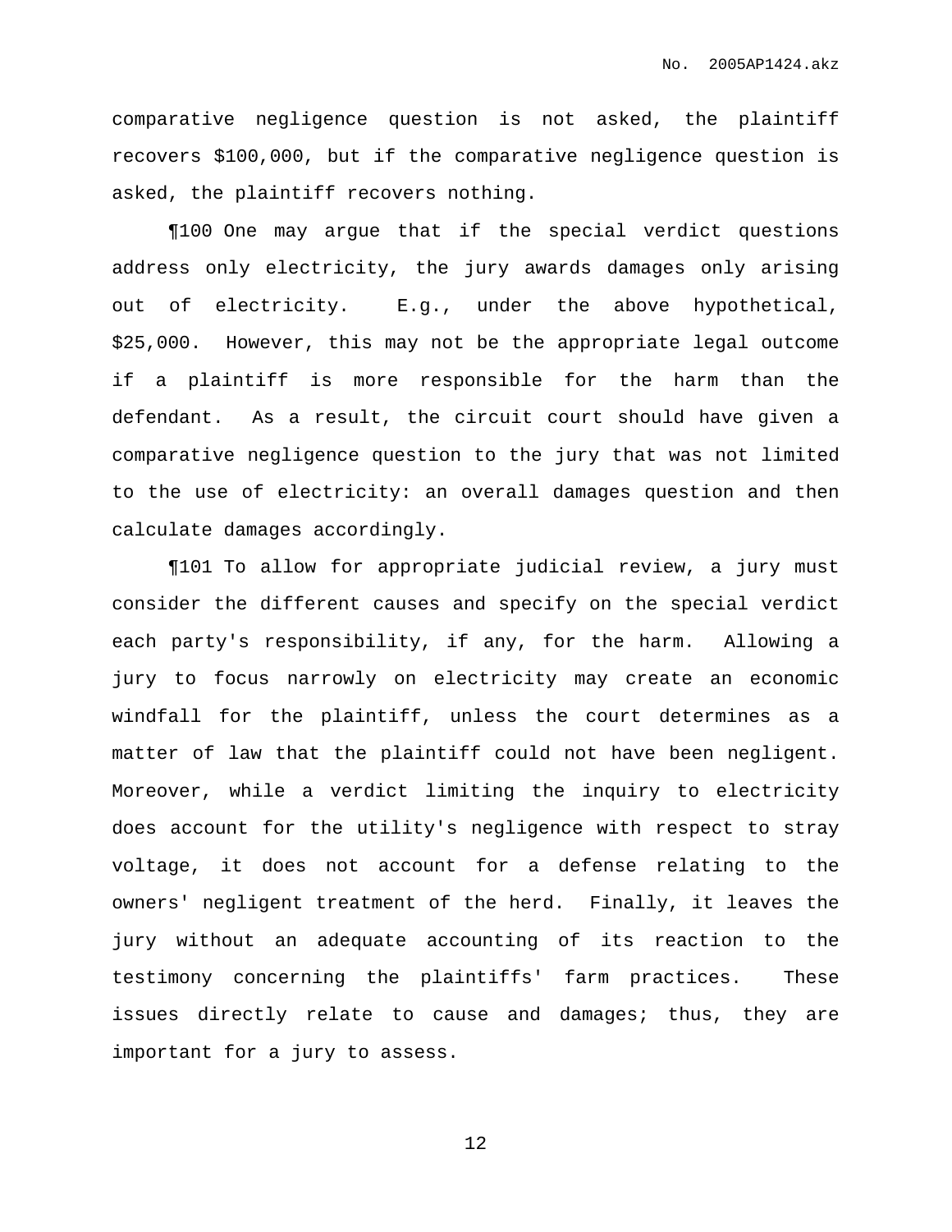comparative negligence question is not asked, the plaintiff recovers $100,000, but if the comparative negligence question is asked, the plaintiff recovers nothing.

¶100 One may argue that if the special verdict questions address only electricity, the jury awards damages only arising out of electricity. E.g., under the above hypothetical, $25,000. However, this may not be the appropriate legal outcome if a plaintiff is more responsible for the harm than the defendant. As a result, the circuit court should have given a comparative negligence question to the jury that was not limited to the use of electricity: an overall damages question and then calculate damages accordingly.

¶101 To allow for appropriate judicial review, a jury must consider the different causes and specify on the special verdict each party's responsibility, if any, for the harm. Allowing a jury to focus narrowly on electricity may create an economic windfall for the plaintiff, unless the court determines as a matter of law that the plaintiff could not have been negligent. Moreover, while a verdict limiting the inquiry to electricity does account for the utility's negligence with respect to stray voltage, it does not account for a defense relating to the owners' negligent treatment of the herd. Finally, it leaves the jury without an adequate accounting of its reaction to the testimony concerning the plaintiffs' farm practices. These issues directly relate to cause and damages; thus, they are important for a jury to assess.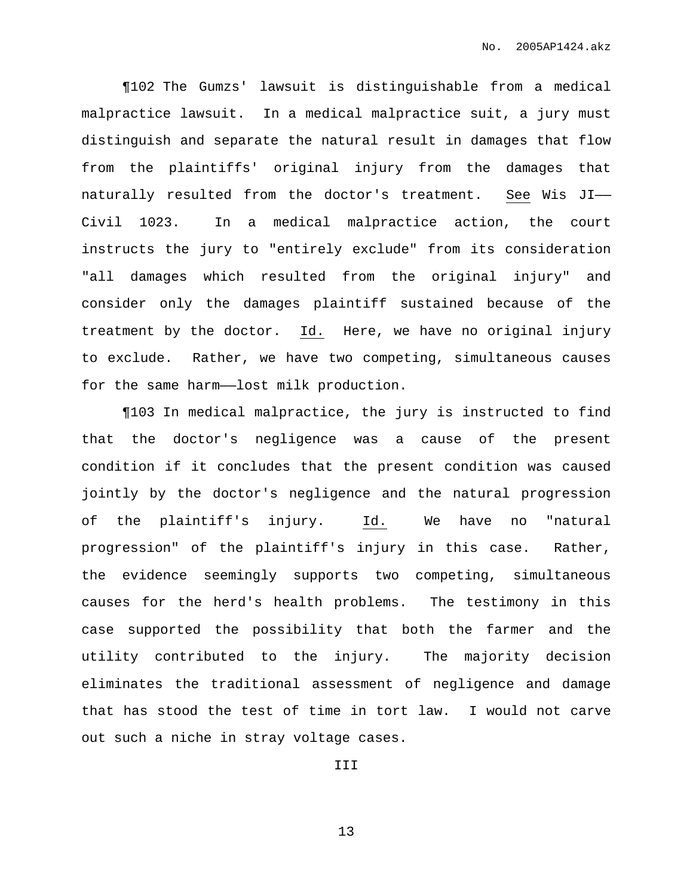¶102 The Gumzs' lawsuit is distinguishable from a medical malpractice lawsuit. In a medical malpractice suit, a jury must distinguish and separate the natural result in damages that flow from the plaintiffs' original injury from the damages that naturally resulted from the doctor's treatment. See Wis JI—— Civil 1023. In a medical malpractice action, the court instructs the jury to "entirely exclude" from its consideration "all damages which resulted from the original injury" and consider only the damages plaintiff sustained because of the treatment by the doctor. Id. Here, we have no original injury to exclude. Rather, we have two competing, simultaneous causes for the same harm——lost milk production.

¶103 In medical malpractice, the jury is instructed to find that the doctor's negligence was a cause of the present condition if it concludes that the present condition was caused jointly by the doctor's negligence and the natural progression of the plaintiff's injury. Id. We have no "natural progression" of the plaintiff's injury in this case. Rather, the evidence seemingly supports two competing, simultaneous causes for the herd's health problems. The testimony in this case supported the possibility that both the farmer and the utility contributed to the injury. The majority decision eliminates the traditional assessment of negligence and damage that has stood the test of time in tort law. I would not carve out such a niche in stray voltage cases.

## III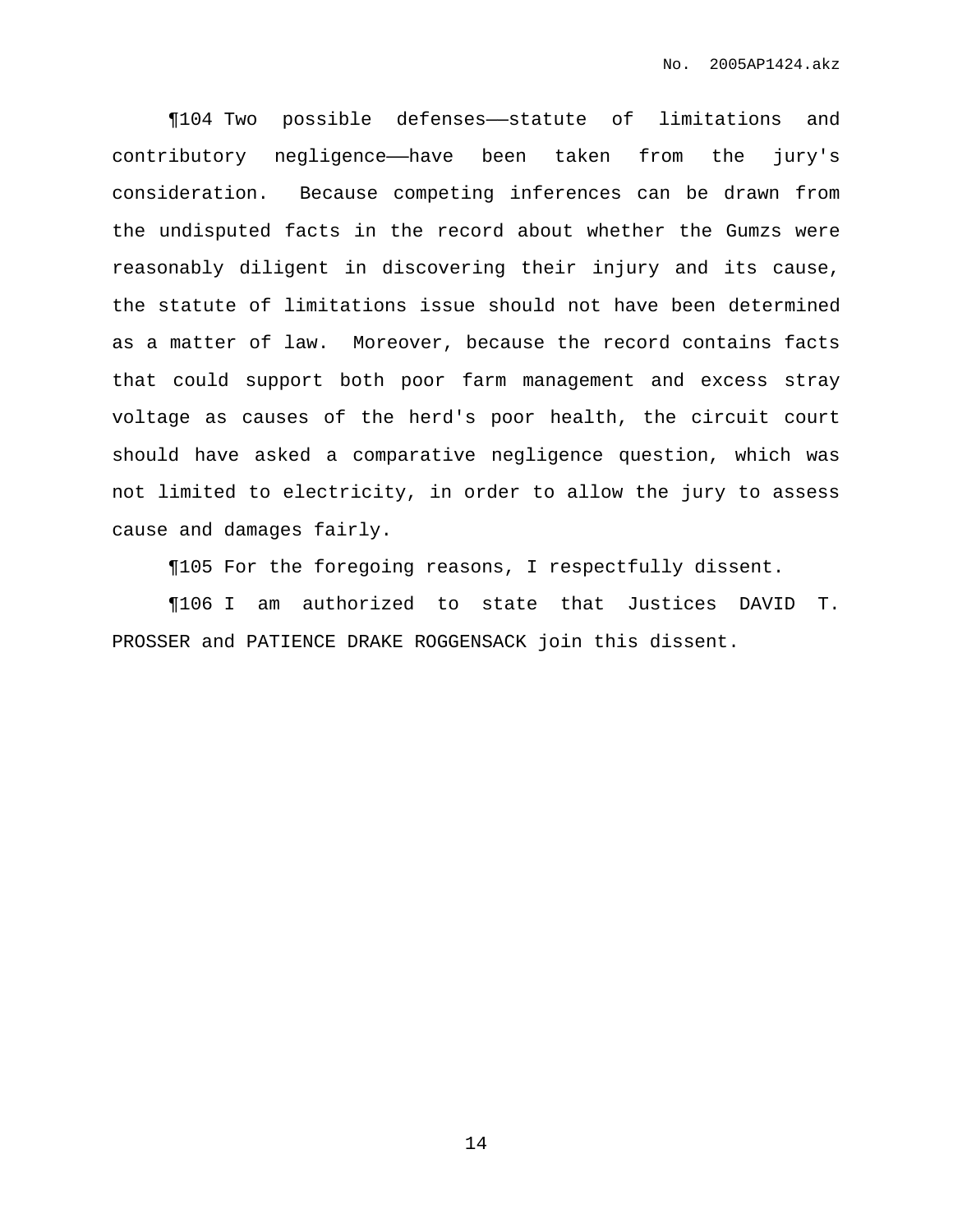¶104 Two possible defenses——statute of limitations and contributory negligence——have been taken from the jury's consideration. Because competing inferences can be drawn from the undisputed facts in the record about whether the Gumzs were reasonably diligent in discovering their injury and its cause, the statute of limitations issue should not have been determined as a matter of law. Moreover, because the record contains facts that could support both poor farm management and excess stray voltage as causes of the herd's poor health, the circuit court should have asked a comparative negligence question, which was not limited to electricity, in order to allow the jury to assess cause and damages fairly.

¶105 For the foregoing reasons, I respectfully dissent.

¶106 I am authorized to state that Justices DAVID T. PROSSER and PATIENCE DRAKE ROGGENSACK join this dissent.